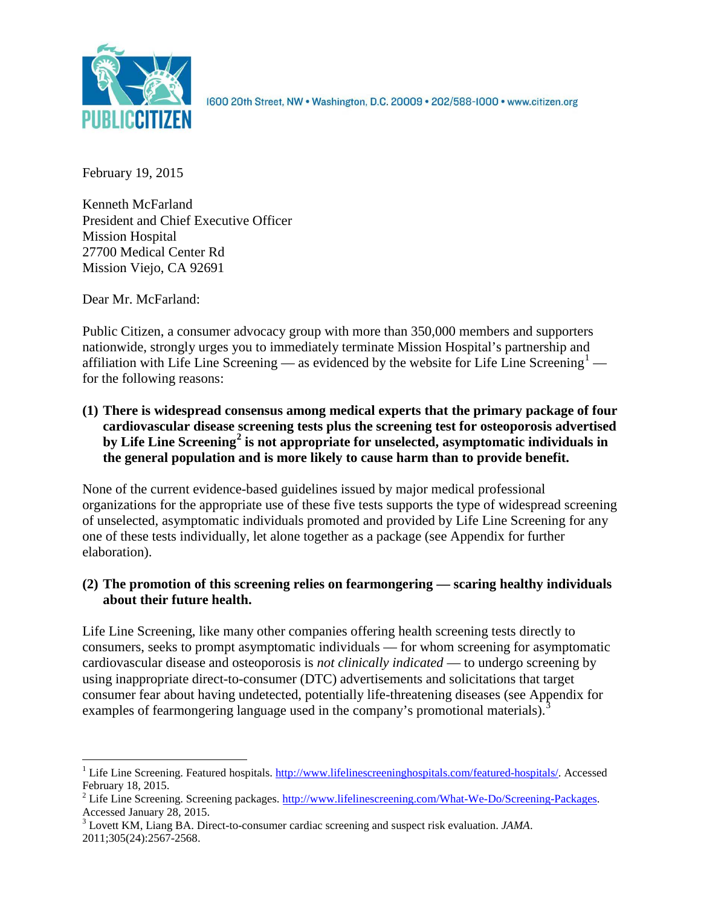PUBLIC CITIZEN

1600 20th Street, NW • Washington, D.C. 20009 • 202/588-1000 • www.citizen.org

February 19, 2015

Kenneth McFarland
President and Chief Executive Officer
Mission Hospital
27700 Medical Center Rd
Mission Viejo, CA 92691

Dear Mr. McFarland:

Public Citizen, a consumer advocacy group with more than 350,000 members and supporters nationwide, strongly urges you to immediately terminate Mission Hospital's partnership and affiliation with Life Line Screening — as evidenced by the website for Life Line Screening[1] — for the following reasons:

**(1) There is widespread consensus among medical experts that the primary package of four cardiovascular disease screening tests plus the screening test for osteoporosis advertised by Life Line Screening[2] is not appropriate for unselected, asymptomatic individuals in the general population and is more likely to cause harm than to provide benefit.**

None of the current evidence-based guidelines issued by major medical professional organizations for the appropriate use of these five tests supports the type of widespread screening of unselected, asymptomatic individuals promoted and provided by Life Line Screening for any one of these tests individually, let alone together as a package (see Appendix for further elaboration).

**(2) The promotion of this screening relies on fearmongering — scaring healthy individuals about their future health.**

Life Line Screening, like many other companies offering health screening tests directly to consumers, seeks to prompt asymptomatic individuals — for whom screening for asymptomatic cardiovascular disease and osteoporosis is *not clinically indicated* — to undergo screening by using inappropriate direct-to-consumer (DTC) advertisements and solicitations that target consumer fear about having undetected, potentially life-threatening diseases (see Appendix for examples of fearmongering language used in the company's promotional materials).[3]

---

[1] Life Line Screening. Featured hospitals. http://www.lifelinescreeninghospitals.com/featured-hospitals/. Accessed February 18, 2015.

[2] Life Line Screening. Screening packages. http://www.lifelinescreening.com/What-We-Do/Screening-Packages. Accessed January 28, 2015.

[3] Lovett KM, Liang BA. Direct-to-consumer cardiac screening and suspect risk evaluation. *JAMA*. 2011;305(24):2567-2568.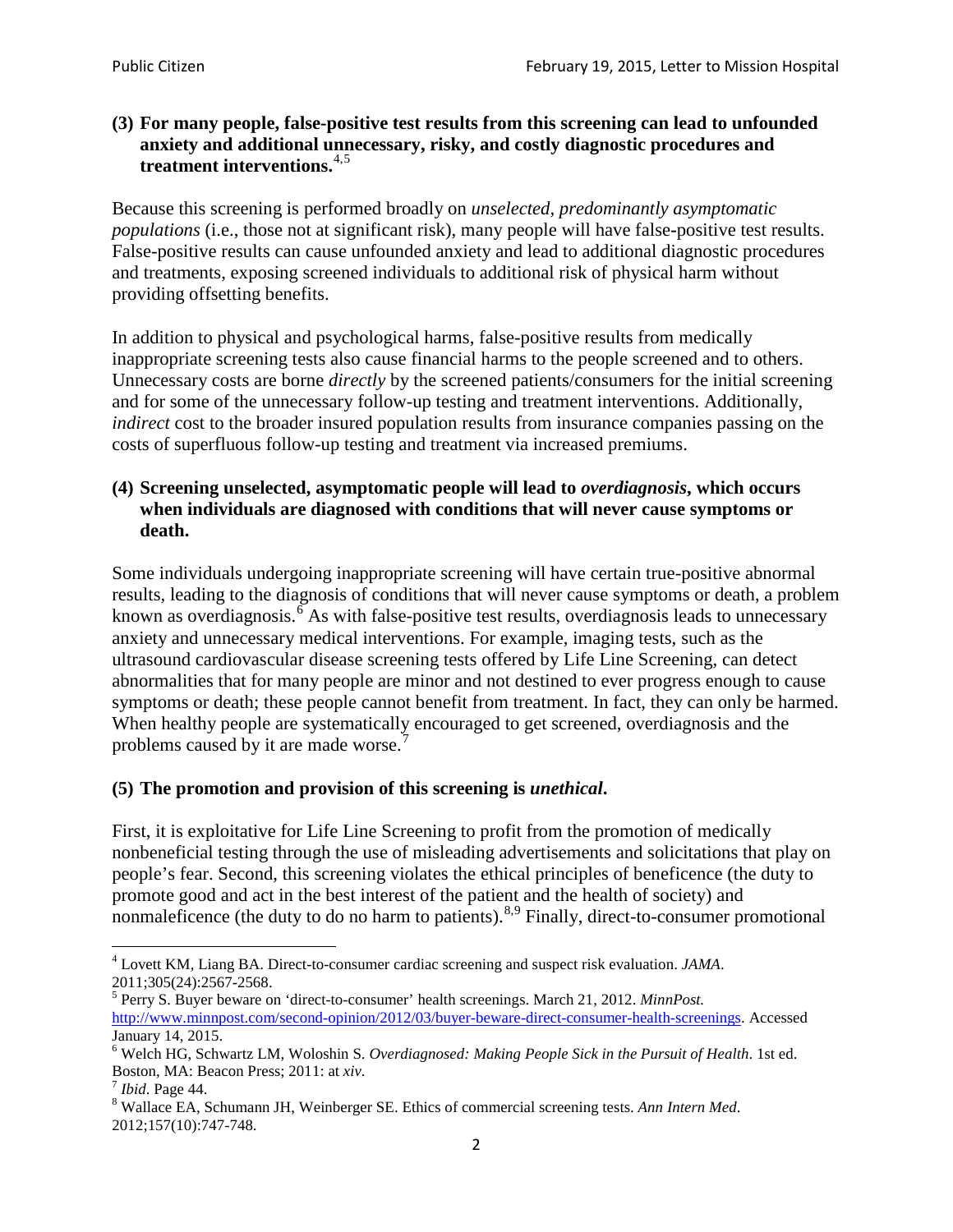**(3) For many people, false-positive test results from this screening can lead to unfounded anxiety and additional unnecessary, risky, and costly diagnostic procedures and treatment interventions.**[4,5]

Because this screening is performed broadly on *unselected, predominantly asymptomatic populations* (i.e., those not at significant risk), many people will have false-positive test results. False-positive results can cause unfounded anxiety and lead to additional diagnostic procedures and treatments, exposing screened individuals to additional risk of physical harm without providing offsetting benefits.

In addition to physical and psychological harms, false-positive results from medically inappropriate screening tests also cause financial harms to the people screened and to others. Unnecessary costs are borne *directly* by the screened patients/consumers for the initial screening and for some of the unnecessary follow-up testing and treatment interventions. Additionally, *indirect* cost to the broader insured population results from insurance companies passing on the costs of superfluous follow-up testing and treatment via increased premiums.

**(4) Screening unselected, asymptomatic people will lead to *overdiagnosis*, which occurs when individuals are diagnosed with conditions that will never cause symptoms or death.**

Some individuals undergoing inappropriate screening will have certain true-positive abnormal results, leading to the diagnosis of conditions that will never cause symptoms or death, a problem known as overdiagnosis.[6] As with false-positive test results, overdiagnosis leads to unnecessary anxiety and unnecessary medical interventions. For example, imaging tests, such as the ultrasound cardiovascular disease screening tests offered by Life Line Screening, can detect abnormalities that for many people are minor and not destined to ever progress enough to cause symptoms or death; these people cannot benefit from treatment. In fact, they can only be harmed. When healthy people are systematically encouraged to get screened, overdiagnosis and the problems caused by it are made worse.[7]

**(5) The promotion and provision of this screening is *unethical*.**

First, it is exploitative for Life Line Screening to profit from the promotion of medically nonbeneficial testing through the use of misleading advertisements and solicitations that play on people's fear. Second, this screening violates the ethical principles of beneficence (the duty to promote good and act in the best interest of the patient and the health of society) and nonmaleficence (the duty to do no harm to patients).[8,9] Finally, direct-to-consumer promotional

---

[4] Lovett KM, Liang BA. Direct-to-consumer cardiac screening and suspect risk evaluation. *JAMA*. 2011;305(24):2567-2568.

[5] Perry S. Buyer beware on 'direct-to-consumer' health screenings. March 21, 2012. *MinnPost.* http://www.minnpost.com/second-opinion/2012/03/buyer-beware-direct-consumer-health-screenings. Accessed January 14, 2015.

[6] Welch HG, Schwartz LM, Woloshin S. *Overdiagnosed: Making People Sick in the Pursuit of Health*. 1st ed. Boston, MA: Beacon Press; 2011: at *xiv*.

[7] *Ibid*. Page 44.

[8] Wallace EA, Schumann JH, Weinberger SE. Ethics of commercial screening tests. *Ann Intern Med*. 2012;157(10):747-748.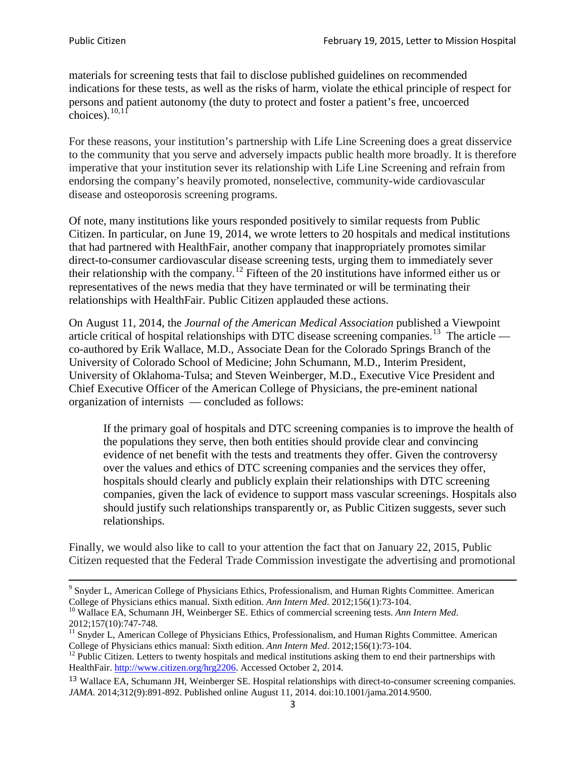materials for screening tests that fail to disclose published guidelines on recommended indications for these tests, as well as the risks of harm, violate the ethical principle of respect for persons and patient autonomy (the duty to protect and foster a patient's free, uncoerced choices).[10,11]

For these reasons, your institution's partnership with Life Line Screening does a great disservice to the community that you serve and adversely impacts public health more broadly. It is therefore imperative that your institution sever its relationship with Life Line Screening and refrain from endorsing the company's heavily promoted, nonselective, community-wide cardiovascular disease and osteoporosis screening programs.

Of note, many institutions like yours responded positively to similar requests from Public Citizen. In particular, on June 19, 2014, we wrote letters to 20 hospitals and medical institutions that had partnered with HealthFair, another company that inappropriately promotes similar direct-to-consumer cardiovascular disease screening tests, urging them to immediately sever their relationship with the company.[12] Fifteen of the 20 institutions have informed either us or representatives of the news media that they have terminated or will be terminating their relationships with HealthFair. Public Citizen applauded these actions.

On August 11, 2014, the *Journal of the American Medical Association* published a Viewpoint article critical of hospital relationships with DTC disease screening companies.[13] The article — co-authored by Erik Wallace, M.D., Associate Dean for the Colorado Springs Branch of the University of Colorado School of Medicine; John Schumann, M.D., Interim President, University of Oklahoma-Tulsa; and Steven Weinberger, M.D., Executive Vice President and Chief Executive Officer of the American College of Physicians, the pre-eminent national organization of internists — concluded as follows:

> If the primary goal of hospitals and DTC screening companies is to improve the health of the populations they serve, then both entities should provide clear and convincing evidence of net benefit with the tests and treatments they offer. Given the controversy over the values and ethics of DTC screening companies and the services they offer, hospitals should clearly and publicly explain their relationships with DTC screening companies, given the lack of evidence to support mass vascular screenings. Hospitals also should justify such relationships transparently or, as Public Citizen suggests, sever such relationships.

Finally, we would also like to call to your attention the fact that on January 22, 2015, Public Citizen requested that the Federal Trade Commission investigate the advertising and promotional

---

[9] Snyder L, American College of Physicians Ethics, Professionalism, and Human Rights Committee. American College of Physicians ethics manual. Sixth edition. *Ann Intern Med*. 2012;156(1):73-104.

[10] Wallace EA, Schumann JH, Weinberger SE. Ethics of commercial screening tests. *Ann Intern Med*. 2012;157(10):747-748.

[11] Snyder L, American College of Physicians Ethics, Professionalism, and Human Rights Committee. American College of Physicians ethics manual: Sixth edition. *Ann Intern Med*. 2012;156(1):73-104.

[12] Public Citizen. Letters to twenty hospitals and medical institutions asking them to end their partnerships with HealthFair. http://www.citizen.org/hrg2206. Accessed October 2, 2014.

[13] Wallace EA, Schumann JH, Weinberger SE. Hospital relationships with direct-to-consumer screening companies. *JAMA*. 2014;312(9):891-892. Published online August 11, 2014. doi:10.1001/jama.2014.9500.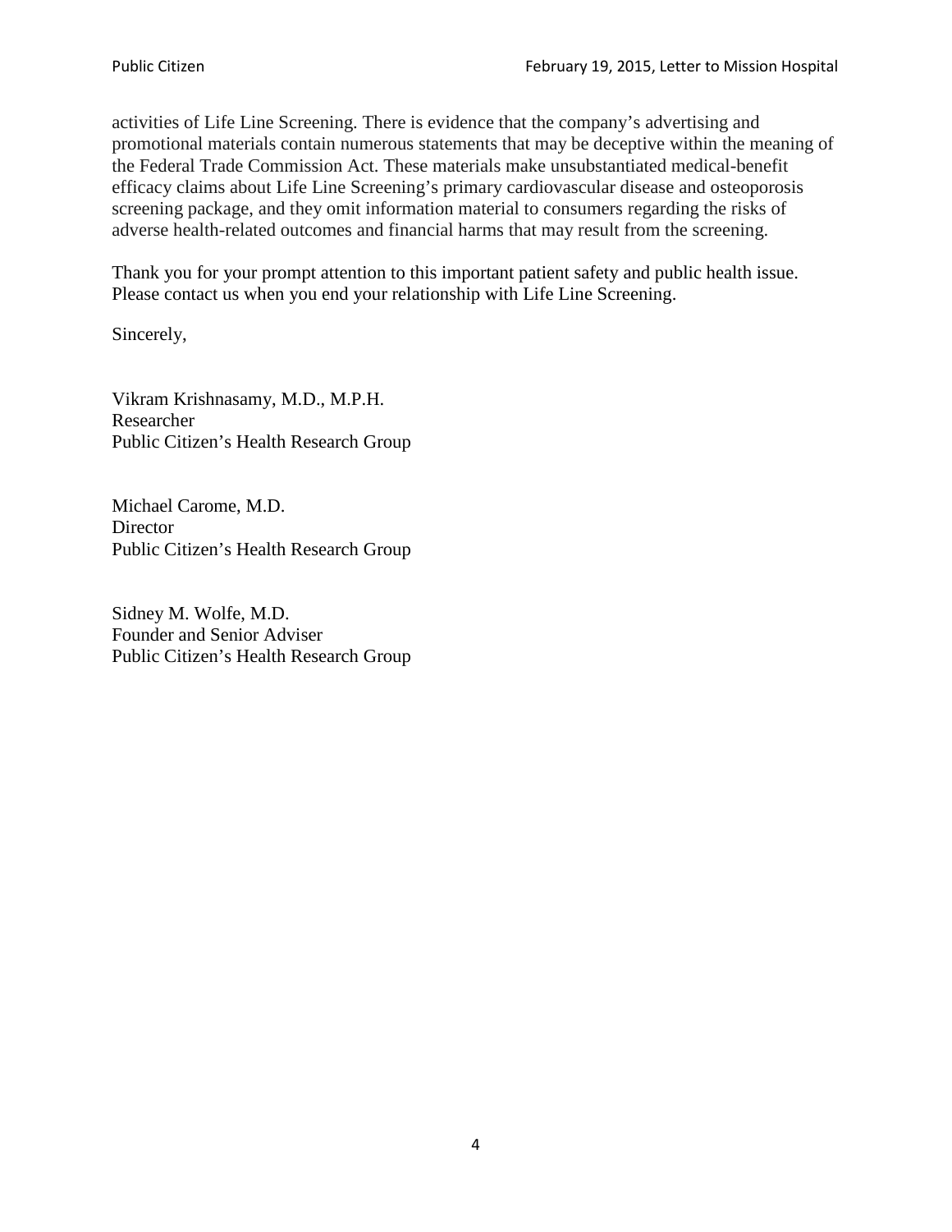activities of Life Line Screening. There is evidence that the company's advertising and promotional materials contain numerous statements that may be deceptive within the meaning of the Federal Trade Commission Act. These materials make unsubstantiated medical-benefit efficacy claims about Life Line Screening's primary cardiovascular disease and osteoporosis screening package, and they omit information material to consumers regarding the risks of adverse health-related outcomes and financial harms that may result from the screening.

Thank you for your prompt attention to this important patient safety and public health issue. Please contact us when you end your relationship with Life Line Screening.

Sincerely,

Vikram Krishnasamy, M.D., M.P.H.
Researcher
Public Citizen's Health Research Group

Michael Carome, M.D.
Director
Public Citizen's Health Research Group

Sidney M. Wolfe, M.D.
Founder and Senior Adviser
Public Citizen's Health Research Group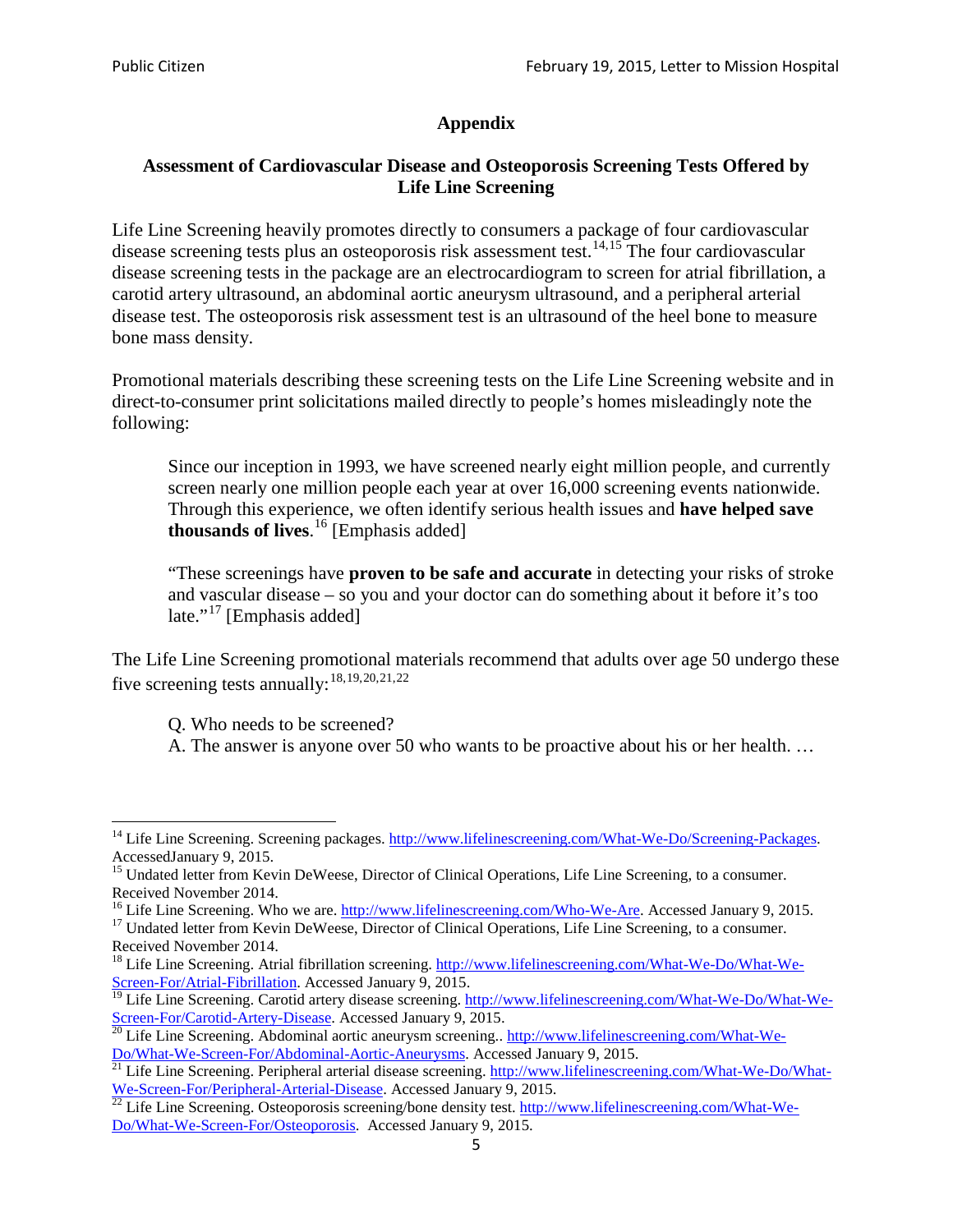## Appendix

### Assessment of Cardiovascular Disease and Osteoporosis Screening Tests Offered by Life Line Screening

Life Line Screening heavily promotes directly to consumers a package of four cardiovascular disease screening tests plus an osteoporosis risk assessment test.[14,15] The four cardiovascular disease screening tests in the package are an electrocardiogram to screen for atrial fibrillation, a carotid artery ultrasound, an abdominal aortic aneurysm ultrasound, and a peripheral arterial disease test. The osteoporosis risk assessment test is an ultrasound of the heel bone to measure bone mass density.

Promotional materials describing these screening tests on the Life Line Screening website and in direct-to-consumer print solicitations mailed directly to people's homes misleadingly note the following:

> Since our inception in 1993, we have screened nearly eight million people, and currently screen nearly one million people each year at over 16,000 screening events nationwide. Through this experience, we often identify serious health issues and **have helped save thousands of lives**.[16] [Emphasis added]
>
> "These screenings have **proven to be safe and accurate** in detecting your risks of stroke and vascular disease – so you and your doctor can do something about it before it's too late."[17] [Emphasis added]

The Life Line Screening promotional materials recommend that adults over age 50 undergo these five screening tests annually:[18,19,20,21,22]

> Q. Who needs to be screened?
> A. The answer is anyone over 50 who wants to be proactive about his or her health. …

---

[14] Life Line Screening. Screening packages. http://www.lifelinescreening.com/What-We-Do/Screening-Packages. AccessedJanuary 9, 2015.

[15] Undated letter from Kevin DeWeese, Director of Clinical Operations, Life Line Screening, to a consumer. Received November 2014.

[16] Life Line Screening. Who we are. http://www.lifelinescreening.com/Who-We-Are. Accessed January 9, 2015.

[17] Undated letter from Kevin DeWeese, Director of Clinical Operations, Life Line Screening, to a consumer. Received November 2014.

[18] Life Line Screening. Atrial fibrillation screening. http://www.lifelinescreening.com/What-We-Do/What-We-Screen-For/Atrial-Fibrillation. Accessed January 9, 2015.

[19] Life Line Screening. Carotid artery disease screening. http://www.lifelinescreening.com/What-We-Do/What-We-Screen-For/Carotid-Artery-Disease. Accessed January 9, 2015.

[20] Life Line Screening. Abdominal aortic aneurysm screening.. http://www.lifelinescreening.com/What-We-Do/What-We-Screen-For/Abdominal-Aortic-Aneurysms. Accessed January 9, 2015.

[21] Life Line Screening. Peripheral arterial disease screening. http://www.lifelinescreening.com/What-We-Do/What-We-Screen-For/Peripheral-Arterial-Disease. Accessed January 9, 2015.

[22] Life Line Screening. Osteoporosis screening/bone density test. http://www.lifelinescreening.com/What-We-Do/What-We-Screen-For/Osteoporosis. Accessed January 9, 2015.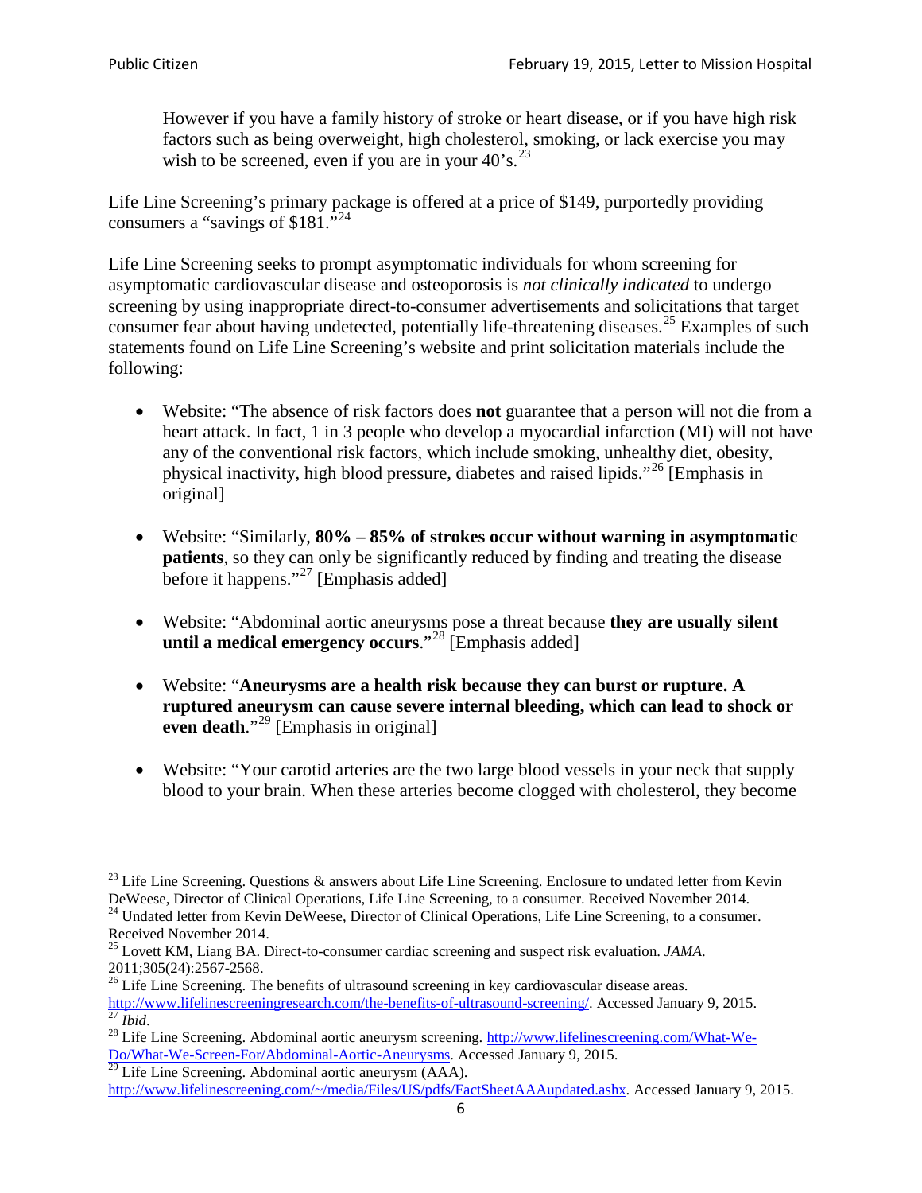> However if you have a family history of stroke or heart disease, or if you have high risk factors such as being overweight, high cholesterol, smoking, or lack exercise you may wish to be screened, even if you are in your 40's.[23]

Life Line Screening's primary package is offered at a price of $149, purportedly providing consumers a "savings of $181."[24]

Life Line Screening seeks to prompt asymptomatic individuals for whom screening for asymptomatic cardiovascular disease and osteoporosis is *not clinically indicated* to undergo screening by using inappropriate direct-to-consumer advertisements and solicitations that target consumer fear about having undetected, potentially life-threatening diseases.[25] Examples of such statements found on Life Line Screening's website and print solicitation materials include the following:

- Website: "The absence of risk factors does **not** guarantee that a person will not die from a heart attack. In fact, 1 in 3 people who develop a myocardial infarction (MI) will not have any of the conventional risk factors, which include smoking, unhealthy diet, obesity, physical inactivity, high blood pressure, diabetes and raised lipids."[26] [Emphasis in original]

- Website: "Similarly, **80% – 85% of strokes occur without warning in asymptomatic patients**, so they can only be significantly reduced by finding and treating the disease before it happens."[27] [Emphasis added]

- Website: "Abdominal aortic aneurysms pose a threat because **they are usually silent until a medical emergency occurs**."[28] [Emphasis added]

- Website: "**Aneurysms are a health risk because they can burst or rupture. A ruptured aneurysm can cause severe internal bleeding, which can lead to shock or even death**."[29] [Emphasis in original]

- Website: "Your carotid arteries are the two large blood vessels in your neck that supply blood to your brain. When these arteries become clogged with cholesterol, they become

---

[23] Life Line Screening. Questions & answers about Life Line Screening. Enclosure to undated letter from Kevin DeWeese, Director of Clinical Operations, Life Line Screening, to a consumer. Received November 2014.

[24] Undated letter from Kevin DeWeese, Director of Clinical Operations, Life Line Screening, to a consumer. Received November 2014.

[25] Lovett KM, Liang BA. Direct-to-consumer cardiac screening and suspect risk evaluation. *JAMA*. 2011;305(24):2567-2568.

[26] Life Line Screening. The benefits of ultrasound screening in key cardiovascular disease areas. http://www.lifelinescreeningresearch.com/the-benefits-of-ultrasound-screening/. Accessed January 9, 2015.

[27] *Ibid*.

[28] Life Line Screening. Abdominal aortic aneurysm screening. http://www.lifelinescreening.com/What-We-Do/What-We-Screen-For/Abdominal-Aortic-Aneurysms. Accessed January 9, 2015.

[29] Life Line Screening. Abdominal aortic aneurysm (AAA). http://www.lifelinescreening.com/~/media/Files/US/pdfs/FactSheetAAAupdated.ashx. Accessed January 9, 2015.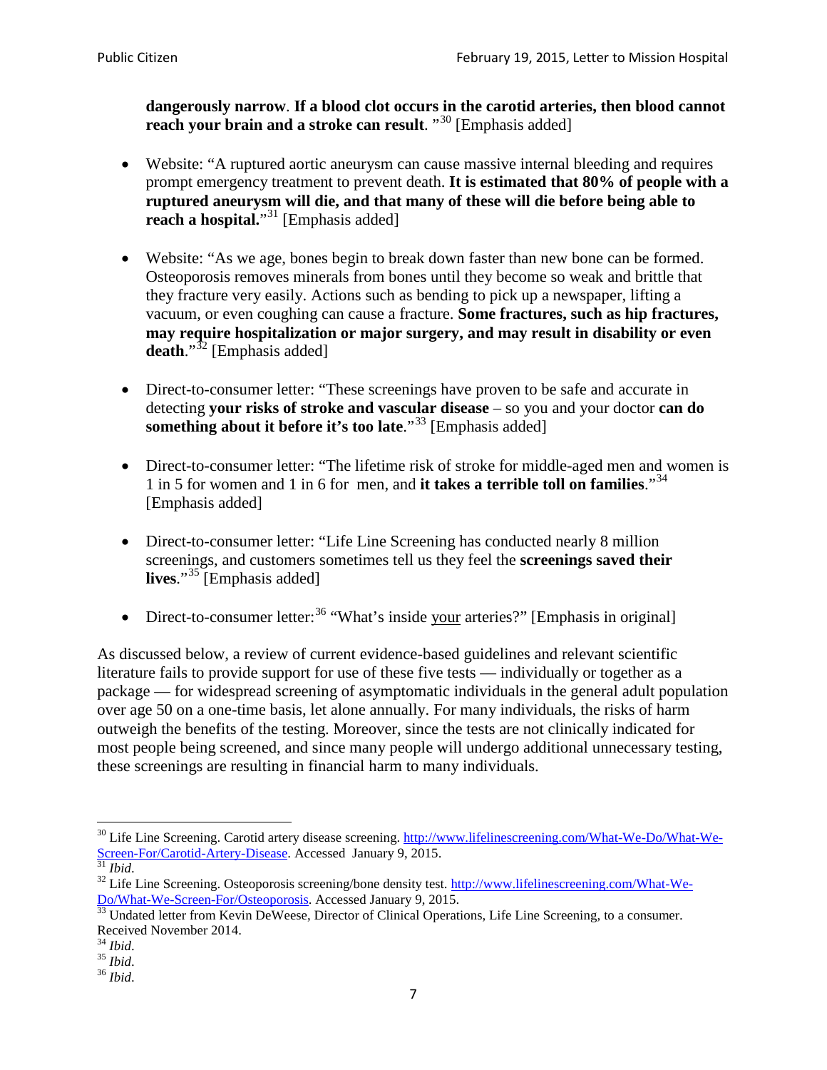**dangerously narrow**. **If a blood clot occurs in the carotid arteries, then blood cannot reach your brain and a stroke can result**. "[30] [Emphasis added]

- Website: "A ruptured aortic aneurysm can cause massive internal bleeding and requires prompt emergency treatment to prevent death. **It is estimated that 80% of people with a ruptured aneurysm will die, and that many of these will die before being able to reach a hospital.**"[31] [Emphasis added]

- Website: "As we age, bones begin to break down faster than new bone can be formed. Osteoporosis removes minerals from bones until they become so weak and brittle that they fracture very easily. Actions such as bending to pick up a newspaper, lifting a vacuum, or even coughing can cause a fracture. **Some fractures, such as hip fractures, may require hospitalization or major surgery, and may result in disability or even death**."[32] [Emphasis added]

- Direct-to-consumer letter: "These screenings have proven to be safe and accurate in detecting **your risks of stroke and vascular disease** – so you and your doctor **can do something about it before it's too late**."[33] [Emphasis added]

- Direct-to-consumer letter: "The lifetime risk of stroke for middle-aged men and women is 1 in 5 for women and 1 in 6 for men, and **it takes a terrible toll on families**."[34] [Emphasis added]

- Direct-to-consumer letter: "Life Line Screening has conducted nearly 8 million screenings, and customers sometimes tell us they feel the **screenings saved their lives**."[35] [Emphasis added]

- Direct-to-consumer letter:[36] "What's inside <u>your</u> arteries?" [Emphasis in original]

As discussed below, a review of current evidence-based guidelines and relevant scientific literature fails to provide support for use of these five tests — individually or together as a package — for widespread screening of asymptomatic individuals in the general adult population over age 50 on a one-time basis, let alone annually. For many individuals, the risks of harm outweigh the benefits of the testing. Moreover, since the tests are not clinically indicated for most people being screened, and since many people will undergo additional unnecessary testing, these screenings are resulting in financial harm to many individuals.

---

[30] Life Line Screening. Carotid artery disease screening. http://www.lifelinescreening.com/What-We-Do/What-We-Screen-For/Carotid-Artery-Disease. Accessed January 9, 2015.

[31] *Ibid*.

[32] Life Line Screening. Osteoporosis screening/bone density test. http://www.lifelinescreening.com/What-We-Do/What-We-Screen-For/Osteoporosis. Accessed January 9, 2015.

[33] Undated letter from Kevin DeWeese, Director of Clinical Operations, Life Line Screening, to a consumer. Received November 2014.

[34] *Ibid*.

[35] *Ibid*.

[36] *Ibid*.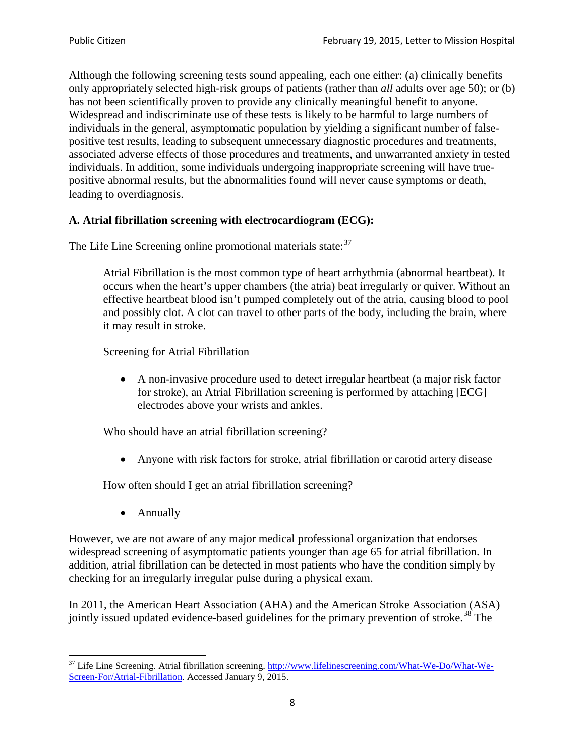Although the following screening tests sound appealing, each one either: (a) clinically benefits only appropriately selected high-risk groups of patients (rather than *all* adults over age 50); or (b) has not been scientifically proven to provide any clinically meaningful benefit to anyone. Widespread and indiscriminate use of these tests is likely to be harmful to large numbers of individuals in the general, asymptomatic population by yielding a significant number of false-positive test results, leading to subsequent unnecessary diagnostic procedures and treatments, associated adverse effects of those procedures and treatments, and unwarranted anxiety in tested individuals. In addition, some individuals undergoing inappropriate screening will have true-positive abnormal results, but the abnormalities found will never cause symptoms or death, leading to overdiagnosis.

**A. Atrial fibrillation screening with electrocardiogram (ECG):**

The Life Line Screening online promotional materials state:[37]

> Atrial Fibrillation is the most common type of heart arrhythmia (abnormal heartbeat). It occurs when the heart's upper chambers (the atria) beat irregularly or quiver. Without an effective heartbeat blood isn't pumped completely out of the atria, causing blood to pool and possibly clot. A clot can travel to other parts of the body, including the brain, where it may result in stroke.
>
> Screening for Atrial Fibrillation
>
> - A non-invasive procedure used to detect irregular heartbeat (a major risk factor for stroke), an Atrial Fibrillation screening is performed by attaching [ECG] electrodes above your wrists and ankles.
>
> Who should have an atrial fibrillation screening?
>
> - Anyone with risk factors for stroke, atrial fibrillation or carotid artery disease
>
> How often should I get an atrial fibrillation screening?
>
> - Annually

However, we are not aware of any major medical professional organization that endorses widespread screening of asymptomatic patients younger than age 65 for atrial fibrillation. In addition, atrial fibrillation can be detected in most patients who have the condition simply by checking for an irregularly irregular pulse during a physical exam.

In 2011, the American Heart Association (AHA) and the American Stroke Association (ASA) jointly issued updated evidence-based guidelines for the primary prevention of stroke.[38] The

[37] Life Line Screening. Atrial fibrillation screening. http://www.lifelinescreening.com/What-We-Do/What-We-Screen-For/Atrial-Fibrillation. Accessed January 9, 2015.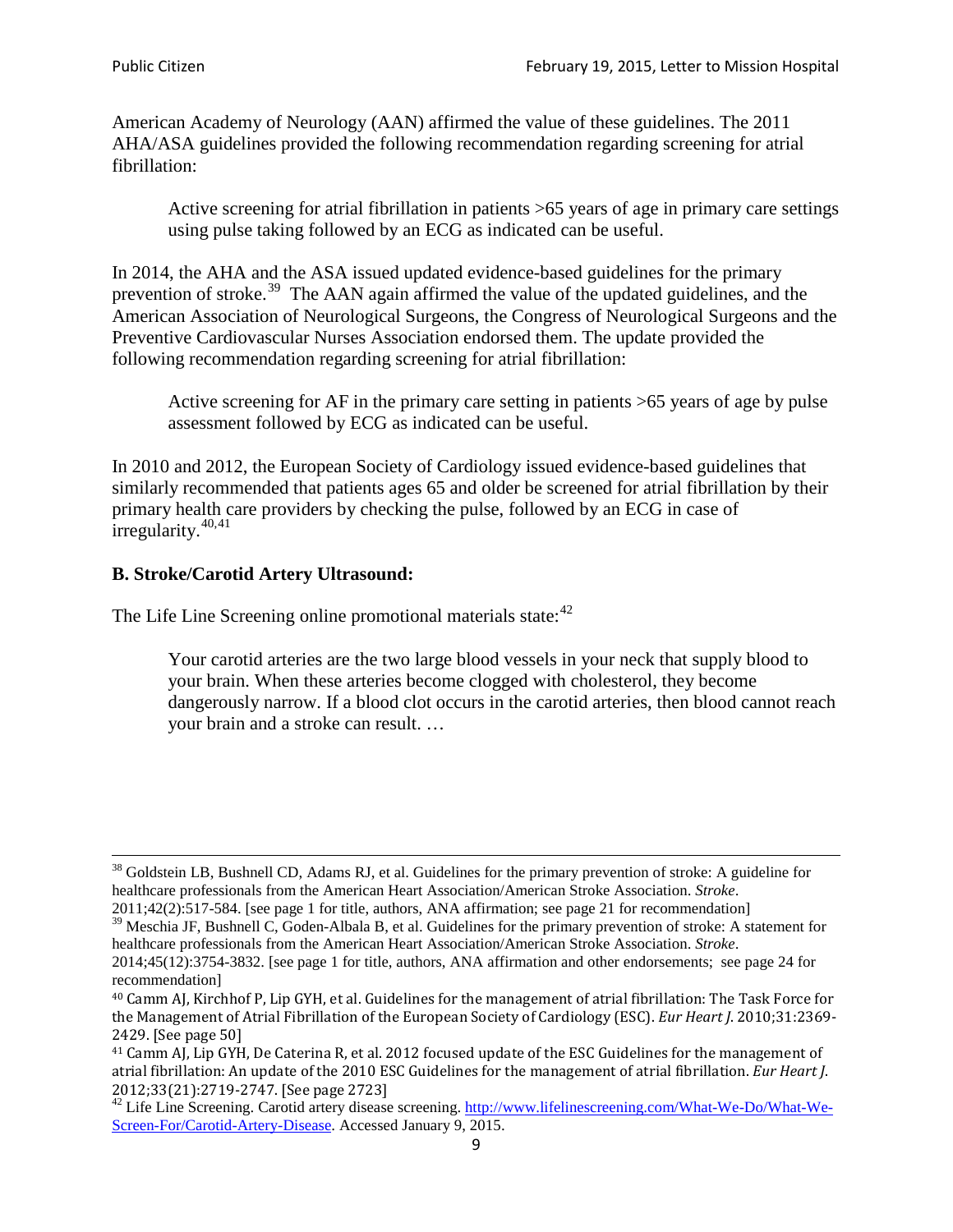American Academy of Neurology (AAN) affirmed the value of these guidelines. The 2011 AHA/ASA guidelines provided the following recommendation regarding screening for atrial fibrillation:

> Active screening for atrial fibrillation in patients >65 years of age in primary care settings using pulse taking followed by an ECG as indicated can be useful.

In 2014, the AHA and the ASA issued updated evidence-based guidelines for the primary prevention of stroke.[39] The AAN again affirmed the value of the updated guidelines, and the American Association of Neurological Surgeons, the Congress of Neurological Surgeons and the Preventive Cardiovascular Nurses Association endorsed them. The update provided the following recommendation regarding screening for atrial fibrillation:

> Active screening for AF in the primary care setting in patients >65 years of age by pulse assessment followed by ECG as indicated can be useful.

In 2010 and 2012, the European Society of Cardiology issued evidence-based guidelines that similarly recommended that patients ages 65 and older be screened for atrial fibrillation by their primary health care providers by checking the pulse, followed by an ECG in case of irregularity.[40,41]

### B. Stroke/Carotid Artery Ultrasound:

The Life Line Screening online promotional materials state:[42]

> Your carotid arteries are the two large blood vessels in your neck that supply blood to your brain. When these arteries become clogged with cholesterol, they become dangerously narrow. If a blood clot occurs in the carotid arteries, then blood cannot reach your brain and a stroke can result. …

---

[38] Goldstein LB, Bushnell CD, Adams RJ, et al. Guidelines for the primary prevention of stroke: A guideline for healthcare professionals from the American Heart Association/American Stroke Association. *Stroke*. 2011;42(2):517-584. [see page 1 for title, authors, ANA affirmation; see page 21 for recommendation]

[39] Meschia JF, Bushnell C, Goden-Albala B, et al. Guidelines for the primary prevention of stroke: A statement for healthcare professionals from the American Heart Association/American Stroke Association. *Stroke*. 2014;45(12):3754-3832. [see page 1 for title, authors, ANA affirmation and other endorsements; see page 24 for recommendation]

[40] Camm AJ, Kirchhof P, Lip GYH, et al. Guidelines for the management of atrial fibrillation: The Task Force for the Management of Atrial Fibrillation of the European Society of Cardiology (ESC). *Eur Heart J*. 2010;31:2369-2429. [See page 50]

[41] Camm AJ, Lip GYH, De Caterina R, et al. 2012 focused update of the ESC Guidelines for the management of atrial fibrillation: An update of the 2010 ESC Guidelines for the management of atrial fibrillation. *Eur Heart J*. 2012;33(21):2719-2747. [See page 2723]

[42] Life Line Screening. Carotid artery disease screening. http://www.lifelinescreening.com/What-We-Do/What-We-Screen-For/Carotid-Artery-Disease. Accessed January 9, 2015.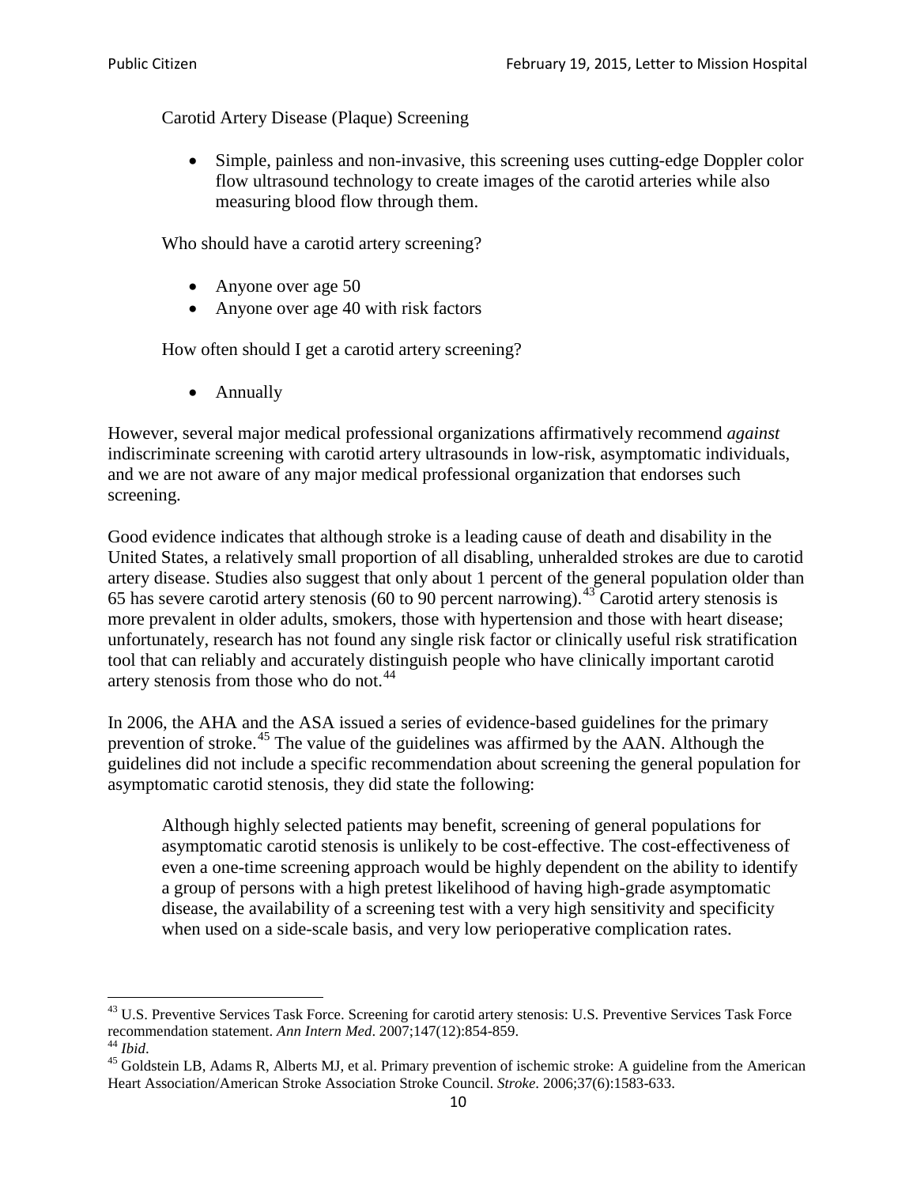Carotid Artery Disease (Plaque) Screening

- Simple, painless and non-invasive, this screening uses cutting-edge Doppler color flow ultrasound technology to create images of the carotid arteries while also measuring blood flow through them.

Who should have a carotid artery screening?

- Anyone over age 50
- Anyone over age 40 with risk factors

How often should I get a carotid artery screening?

- Annually

However, several major medical professional organizations affirmatively recommend *against* indiscriminate screening with carotid artery ultrasounds in low-risk, asymptomatic individuals, and we are not aware of any major medical professional organization that endorses such screening.

Good evidence indicates that although stroke is a leading cause of death and disability in the United States, a relatively small proportion of all disabling, unheralded strokes are due to carotid artery disease. Studies also suggest that only about 1 percent of the general population older than 65 has severe carotid artery stenosis (60 to 90 percent narrowing).[43] Carotid artery stenosis is more prevalent in older adults, smokers, those with hypertension and those with heart disease; unfortunately, research has not found any single risk factor or clinically useful risk stratification tool that can reliably and accurately distinguish people who have clinically important carotid artery stenosis from those who do not.[44]

In 2006, the AHA and the ASA issued a series of evidence-based guidelines for the primary prevention of stroke.[45] The value of the guidelines was affirmed by the AAN. Although the guidelines did not include a specific recommendation about screening the general population for asymptomatic carotid stenosis, they did state the following:

> Although highly selected patients may benefit, screening of general populations for asymptomatic carotid stenosis is unlikely to be cost-effective. The cost-effectiveness of even a one-time screening approach would be highly dependent on the ability to identify a group of persons with a high pretest likelihood of having high-grade asymptomatic disease, the availability of a screening test with a very high sensitivity and specificity when used on a side-scale basis, and very low perioperative complication rates.

[43] U.S. Preventive Services Task Force. Screening for carotid artery stenosis: U.S. Preventive Services Task Force recommendation statement. *Ann Intern Med*. 2007;147(12):854-859.

[44] *Ibid*.

[45] Goldstein LB, Adams R, Alberts MJ, et al. Primary prevention of ischemic stroke: A guideline from the American Heart Association/American Stroke Association Stroke Council. *Stroke*. 2006;37(6):1583-633.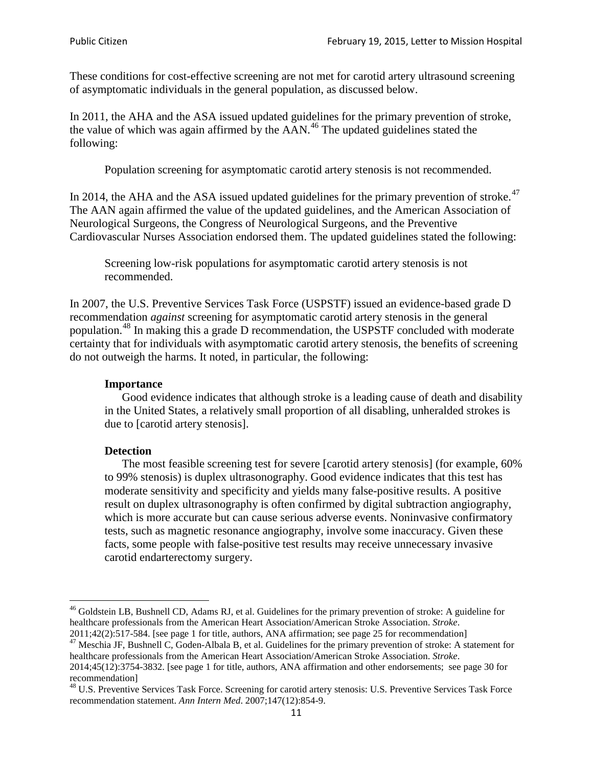These conditions for cost-effective screening are not met for carotid artery ultrasound screening of asymptomatic individuals in the general population, as discussed below.

In 2011, the AHA and the ASA issued updated guidelines for the primary prevention of stroke, the value of which was again affirmed by the AAN.[46] The updated guidelines stated the following:

> Population screening for asymptomatic carotid artery stenosis is not recommended.

In 2014, the AHA and the ASA issued updated guidelines for the primary prevention of stroke.[47] The AAN again affirmed the value of the updated guidelines, and the American Association of Neurological Surgeons, the Congress of Neurological Surgeons, and the Preventive Cardiovascular Nurses Association endorsed them. The updated guidelines stated the following:

> Screening low-risk populations for asymptomatic carotid artery stenosis is not recommended.

In 2007, the U.S. Preventive Services Task Force (USPSTF) issued an evidence-based grade D recommendation *against* screening for asymptomatic carotid artery stenosis in the general population.[48] In making this a grade D recommendation, the USPSTF concluded with moderate certainty that for individuals with asymptomatic carotid artery stenosis, the benefits of screening do not outweigh the harms. It noted, in particular, the following:

> **Importance**
>
> Good evidence indicates that although stroke is a leading cause of death and disability in the United States, a relatively small proportion of all disabling, unheralded strokes is due to [carotid artery stenosis].
>
> **Detection**
>
> The most feasible screening test for severe [carotid artery stenosis] (for example, 60% to 99% stenosis) is duplex ultrasonography. Good evidence indicates that this test has moderate sensitivity and specificity and yields many false-positive results. A positive result on duplex ultrasonography is often confirmed by digital subtraction angiography, which is more accurate but can cause serious adverse events. Noninvasive confirmatory tests, such as magnetic resonance angiography, involve some inaccuracy. Given these facts, some people with false-positive test results may receive unnecessary invasive carotid endarterectomy surgery.

---

[46] Goldstein LB, Bushnell CD, Adams RJ, et al. Guidelines for the primary prevention of stroke: A guideline for healthcare professionals from the American Heart Association/American Stroke Association. *Stroke*. 2011;42(2):517-584. [see page 1 for title, authors, ANA affirmation; see page 25 for recommendation]

[47] Meschia JF, Bushnell C, Goden-Albala B, et al. Guidelines for the primary prevention of stroke: A statement for healthcare professionals from the American Heart Association/American Stroke Association. *Stroke*. 2014;45(12):3754-3832. [see page 1 for title, authors, ANA affirmation and other endorsements; see page 30 for recommendation]

[48] U.S. Preventive Services Task Force. Screening for carotid artery stenosis: U.S. Preventive Services Task Force recommendation statement. *Ann Intern Med*. 2007;147(12):854-9.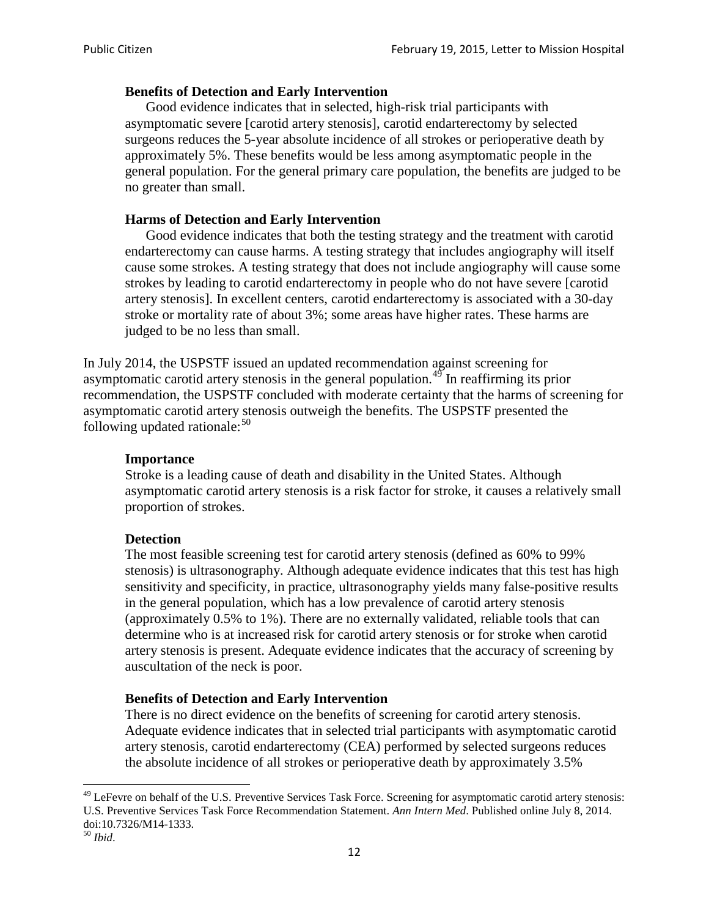**Benefits of Detection and Early Intervention**

Good evidence indicates that in selected, high-risk trial participants with asymptomatic severe [carotid artery stenosis], carotid endarterectomy by selected surgeons reduces the 5-year absolute incidence of all strokes or perioperative death by approximately 5%. These benefits would be less among asymptomatic people in the general population. For the general primary care population, the benefits are judged to be no greater than small.

**Harms of Detection and Early Intervention**

Good evidence indicates that both the testing strategy and the treatment with carotid endarterectomy can cause harms. A testing strategy that includes angiography will itself cause some strokes. A testing strategy that does not include angiography will cause some strokes by leading to carotid endarterectomy in people who do not have severe [carotid artery stenosis]. In excellent centers, carotid endarterectomy is associated with a 30-day stroke or mortality rate of about 3%; some areas have higher rates. These harms are judged to be no less than small.

In July 2014, the USPSTF issued an updated recommendation against screening for asymptomatic carotid artery stenosis in the general population.[49] In reaffirming its prior recommendation, the USPSTF concluded with moderate certainty that the harms of screening for asymptomatic carotid artery stenosis outweigh the benefits. The USPSTF presented the following updated rationale:[50]

**Importance**

Stroke is a leading cause of death and disability in the United States. Although asymptomatic carotid artery stenosis is a risk factor for stroke, it causes a relatively small proportion of strokes.

**Detection**

The most feasible screening test for carotid artery stenosis (defined as 60% to 99% stenosis) is ultrasonography. Although adequate evidence indicates that this test has high sensitivity and specificity, in practice, ultrasonography yields many false-positive results in the general population, which has a low prevalence of carotid artery stenosis (approximately 0.5% to 1%). There are no externally validated, reliable tools that can determine who is at increased risk for carotid artery stenosis or for stroke when carotid artery stenosis is present. Adequate evidence indicates that the accuracy of screening by auscultation of the neck is poor.

**Benefits of Detection and Early Intervention**

There is no direct evidence on the benefits of screening for carotid artery stenosis. Adequate evidence indicates that in selected trial participants with asymptomatic carotid artery stenosis, carotid endarterectomy (CEA) performed by selected surgeons reduces the absolute incidence of all strokes or perioperative death by approximately 3.5%

---

[49] LeFevre on behalf of the U.S. Preventive Services Task Force. Screening for asymptomatic carotid artery stenosis: U.S. Preventive Services Task Force Recommendation Statement. *Ann Intern Med*. Published online July 8, 2014. doi:10.7326/M14-1333.

[50] *Ibid*.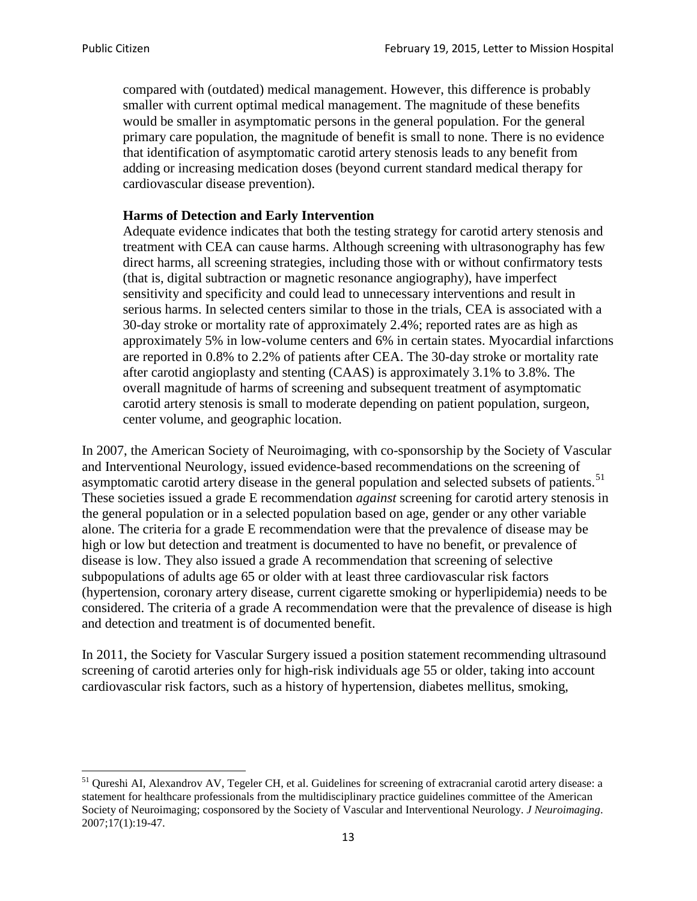> compared with (outdated) medical management. However, this difference is probably smaller with current optimal medical management. The magnitude of these benefits would be smaller in asymptomatic persons in the general population. For the general primary care population, the magnitude of benefit is small to none. There is no evidence that identification of asymptomatic carotid artery stenosis leads to any benefit from adding or increasing medication doses (beyond current standard medical therapy for cardiovascular disease prevention).
>
> **Harms of Detection and Early Intervention**
> Adequate evidence indicates that both the testing strategy for carotid artery stenosis and treatment with CEA can cause harms. Although screening with ultrasonography has few direct harms, all screening strategies, including those with or without confirmatory tests (that is, digital subtraction or magnetic resonance angiography), have imperfect sensitivity and specificity and could lead to unnecessary interventions and result in serious harms. In selected centers similar to those in the trials, CEA is associated with a 30-day stroke or mortality rate of approximately 2.4%; reported rates are as high as approximately 5% in low-volume centers and 6% in certain states. Myocardial infarctions are reported in 0.8% to 2.2% of patients after CEA. The 30-day stroke or mortality rate after carotid angioplasty and stenting (CAAS) is approximately 3.1% to 3.8%. The overall magnitude of harms of screening and subsequent treatment of asymptomatic carotid artery stenosis is small to moderate depending on patient population, surgeon, center volume, and geographic location.

In 2007, the American Society of Neuroimaging, with co-sponsorship by the Society of Vascular and Interventional Neurology, issued evidence-based recommendations on the screening of asymptomatic carotid artery disease in the general population and selected subsets of patients.[51] These societies issued a grade E recommendation *against* screening for carotid artery stenosis in the general population or in a selected population based on age, gender or any other variable alone. The criteria for a grade E recommendation were that the prevalence of disease may be high or low but detection and treatment is documented to have no benefit, or prevalence of disease is low. They also issued a grade A recommendation that screening of selective subpopulations of adults age 65 or older with at least three cardiovascular risk factors (hypertension, coronary artery disease, current cigarette smoking or hyperlipidemia) needs to be considered. The criteria of a grade A recommendation were that the prevalence of disease is high and detection and treatment is of documented benefit.

In 2011, the Society for Vascular Surgery issued a position statement recommending ultrasound screening of carotid arteries only for high-risk individuals age 55 or older, taking into account cardiovascular risk factors, such as a history of hypertension, diabetes mellitus, smoking,

---

[51] Qureshi AI, Alexandrov AV, Tegeler CH, et al. Guidelines for screening of extracranial carotid artery disease: a statement for healthcare professionals from the multidisciplinary practice guidelines committee of the American Society of Neuroimaging; cosponsored by the Society of Vascular and Interventional Neurology. *J Neuroimaging*. 2007;17(1):19-47.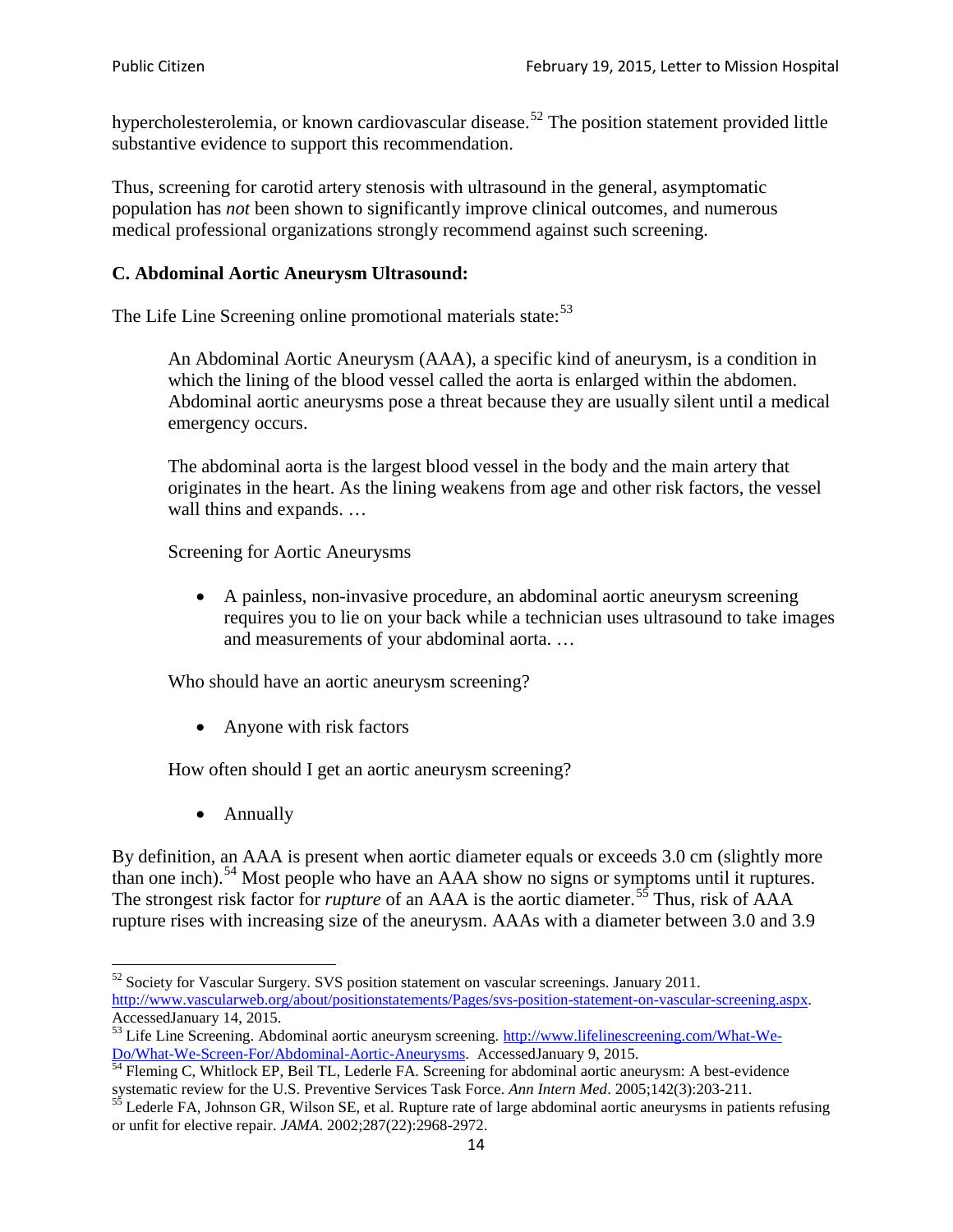hypercholesterolemia, or known cardiovascular disease.[52] The position statement provided little substantive evidence to support this recommendation.

Thus, screening for carotid artery stenosis with ultrasound in the general, asymptomatic population has *not* been shown to significantly improve clinical outcomes, and numerous medical professional organizations strongly recommend against such screening.

### C. Abdominal Aortic Aneurysm Ultrasound:

The Life Line Screening online promotional materials state:[53]

> An Abdominal Aortic Aneurysm (AAA), a specific kind of aneurysm, is a condition in which the lining of the blood vessel called the aorta is enlarged within the abdomen. Abdominal aortic aneurysms pose a threat because they are usually silent until a medical emergency occurs.
>
> The abdominal aorta is the largest blood vessel in the body and the main artery that originates in the heart. As the lining weakens from age and other risk factors, the vessel wall thins and expands. …
>
> Screening for Aortic Aneurysms
>
> - A painless, non-invasive procedure, an abdominal aortic aneurysm screening requires you to lie on your back while a technician uses ultrasound to take images and measurements of your abdominal aorta. …
>
> Who should have an aortic aneurysm screening?
>
> - Anyone with risk factors
>
> How often should I get an aortic aneurysm screening?
>
> - Annually

By definition, an AAA is present when aortic diameter equals or exceeds 3.0 cm (slightly more than one inch).[54] Most people who have an AAA show no signs or symptoms until it ruptures. The strongest risk factor for *rupture* of an AAA is the aortic diameter.[55] Thus, risk of AAA rupture rises with increasing size of the aneurysm. AAAs with a diameter between 3.0 and 3.9

---

[52] Society for Vascular Surgery. SVS position statement on vascular screenings. January 2011. http://www.vascularweb.org/about/positionstatements/Pages/svs-position-statement-on-vascular-screening.aspx. AccessedJanuary 14, 2015.

[53] Life Line Screening. Abdominal aortic aneurysm screening. http://www.lifelinescreening.com/What-We-Do/What-We-Screen-For/Abdominal-Aortic-Aneurysms. AccessedJanuary 9, 2015.

[54] Fleming C, Whitlock EP, Beil TL, Lederle FA. Screening for abdominal aortic aneurysm: A best-evidence systematic review for the U.S. Preventive Services Task Force. *Ann Intern Med*. 2005;142(3):203-211.

[55] Lederle FA, Johnson GR, Wilson SE, et al. Rupture rate of large abdominal aortic aneurysms in patients refusing or unfit for elective repair. *JAMA*. 2002;287(22):2968-2972.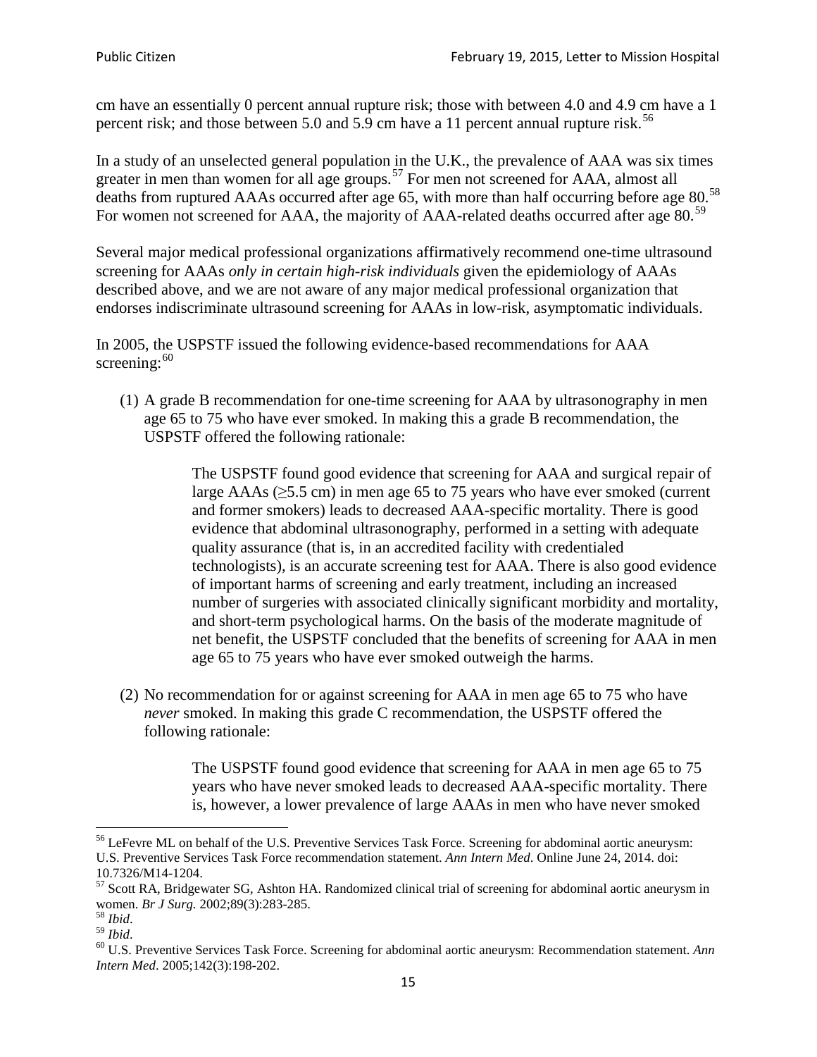cm have an essentially 0 percent annual rupture risk; those with between 4.0 and 4.9 cm have a 1 percent risk; and those between 5.0 and 5.9 cm have a 11 percent annual rupture risk.[56]

In a study of an unselected general population in the U.K., the prevalence of AAA was six times greater in men than women for all age groups.[57] For men not screened for AAA, almost all deaths from ruptured AAAs occurred after age 65, with more than half occurring before age 80.[58] For women not screened for AAA, the majority of AAA-related deaths occurred after age 80.[59]

Several major medical professional organizations affirmatively recommend one-time ultrasound screening for AAAs *only in certain high-risk individuals* given the epidemiology of AAAs described above, and we are not aware of any major medical professional organization that endorses indiscriminate ultrasound screening for AAAs in low-risk, asymptomatic individuals.

In 2005, the USPSTF issued the following evidence-based recommendations for AAA screening:[60]

(1) A grade B recommendation for one-time screening for AAA by ultrasonography in men age 65 to 75 who have ever smoked. In making this a grade B recommendation, the USPSTF offered the following rationale:

> The USPSTF found good evidence that screening for AAA and surgical repair of large AAAs (≥5.5 cm) in men age 65 to 75 years who have ever smoked (current and former smokers) leads to decreased AAA-specific mortality. There is good evidence that abdominal ultrasonography, performed in a setting with adequate quality assurance (that is, in an accredited facility with credentialed technologists), is an accurate screening test for AAA. There is also good evidence of important harms of screening and early treatment, including an increased number of surgeries with associated clinically significant morbidity and mortality, and short-term psychological harms. On the basis of the moderate magnitude of net benefit, the USPSTF concluded that the benefits of screening for AAA in men age 65 to 75 years who have ever smoked outweigh the harms.

(2) No recommendation for or against screening for AAA in men age 65 to 75 who have *never* smoked. In making this grade C recommendation, the USPSTF offered the following rationale:

> The USPSTF found good evidence that screening for AAA in men age 65 to 75 years who have never smoked leads to decreased AAA-specific mortality. There is, however, a lower prevalence of large AAAs in men who have never smoked

---

[56] LeFevre ML on behalf of the U.S. Preventive Services Task Force. Screening for abdominal aortic aneurysm: U.S. Preventive Services Task Force recommendation statement. *Ann Intern Med*. Online June 24, 2014. doi: 10.7326/M14-1204.

[57] Scott RA, Bridgewater SG, Ashton HA. Randomized clinical trial of screening for abdominal aortic aneurysm in women. *Br J Surg.* 2002;89(3):283-285.

[58] *Ibid*.

[59] *Ibid*.

[60] U.S. Preventive Services Task Force. Screening for abdominal aortic aneurysm: Recommendation statement. *Ann Intern Med*. 2005;142(3):198-202.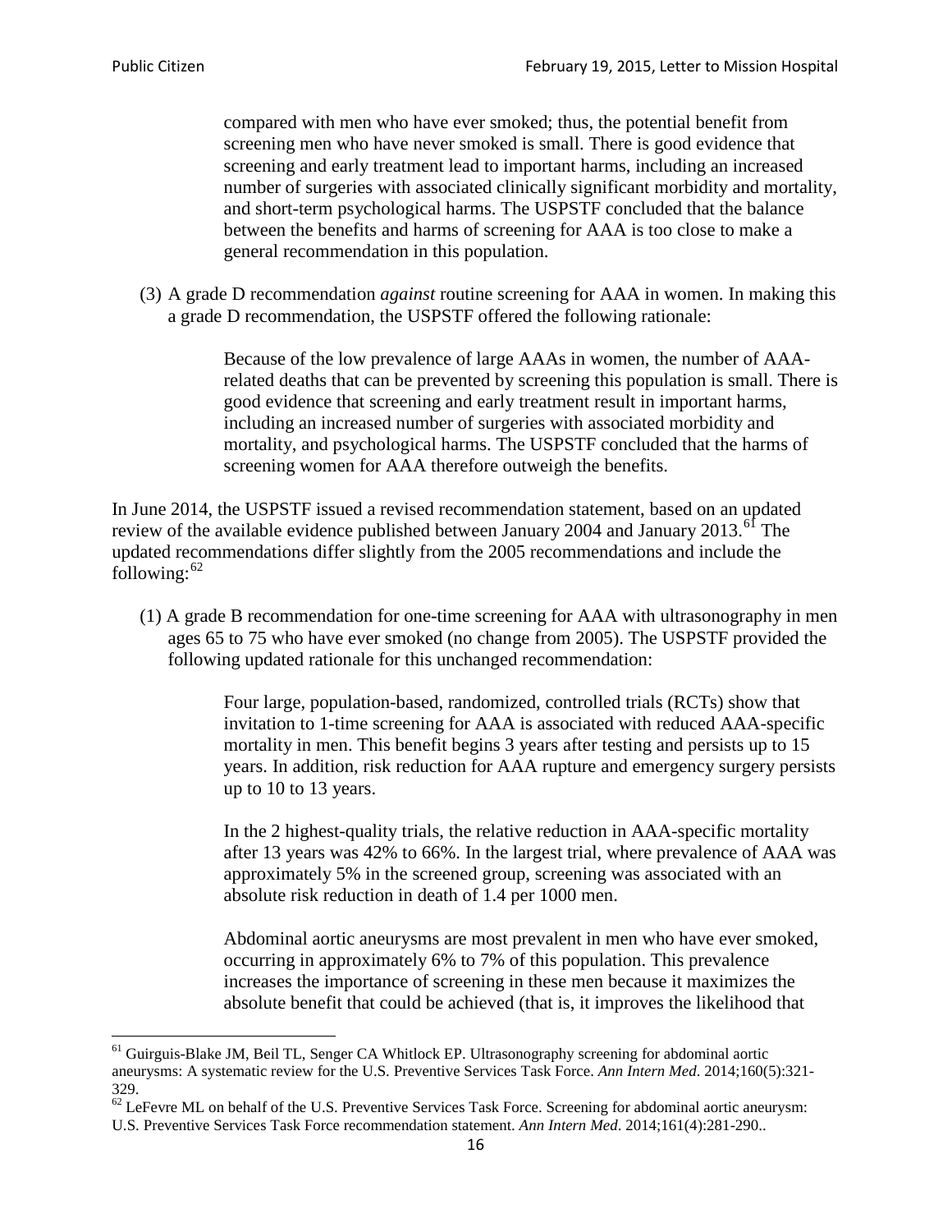> compared with men who have ever smoked; thus, the potential benefit from screening men who have never smoked is small. There is good evidence that screening and early treatment lead to important harms, including an increased number of surgeries with associated clinically significant morbidity and mortality, and short-term psychological harms. The USPSTF concluded that the balance between the benefits and harms of screening for AAA is too close to make a general recommendation in this population.

(3) A grade D recommendation *against* routine screening for AAA in women. In making this a grade D recommendation, the USPSTF offered the following rationale:

> Because of the low prevalence of large AAAs in women, the number of AAA-related deaths that can be prevented by screening this population is small. There is good evidence that screening and early treatment result in important harms, including an increased number of surgeries with associated morbidity and mortality, and psychological harms. The USPSTF concluded that the harms of screening women for AAA therefore outweigh the benefits.

In June 2014, the USPSTF issued a revised recommendation statement, based on an updated review of the available evidence published between January 2004 and January 2013.[61] The updated recommendations differ slightly from the 2005 recommendations and include the following:[62]

(1) A grade B recommendation for one-time screening for AAA with ultrasonography in men ages 65 to 75 who have ever smoked (no change from 2005). The USPSTF provided the following updated rationale for this unchanged recommendation:

> Four large, population-based, randomized, controlled trials (RCTs) show that invitation to 1-time screening for AAA is associated with reduced AAA-specific mortality in men. This benefit begins 3 years after testing and persists up to 15 years. In addition, risk reduction for AAA rupture and emergency surgery persists up to 10 to 13 years.
>
> In the 2 highest-quality trials, the relative reduction in AAA-specific mortality after 13 years was 42% to 66%. In the largest trial, where prevalence of AAA was approximately 5% in the screened group, screening was associated with an absolute risk reduction in death of 1.4 per 1000 men.
>
> Abdominal aortic aneurysms are most prevalent in men who have ever smoked, occurring in approximately 6% to 7% of this population. This prevalence increases the importance of screening in these men because it maximizes the absolute benefit that could be achieved (that is, it improves the likelihood that

[61] Guirguis-Blake JM, Beil TL, Senger CA Whitlock EP. Ultrasonography screening for abdominal aortic aneurysms: A systematic review for the U.S. Preventive Services Task Force. *Ann Intern Med*. 2014;160(5):321-329.

[62] LeFevre ML on behalf of the U.S. Preventive Services Task Force. Screening for abdominal aortic aneurysm: U.S. Preventive Services Task Force recommendation statement. *Ann Intern Med*. 2014;161(4):281-290..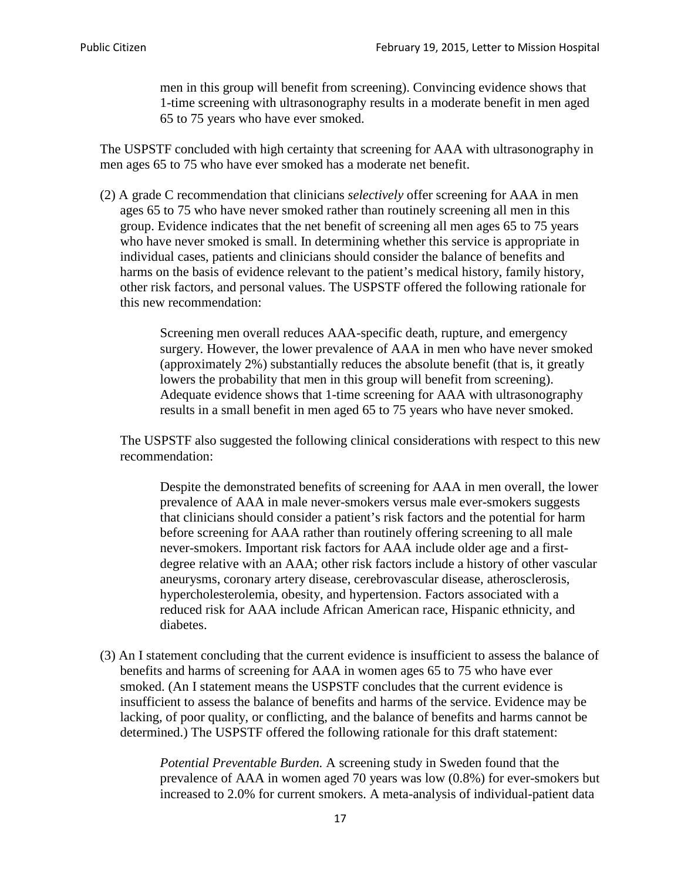> men in this group will benefit from screening). Convincing evidence shows that 1-time screening with ultrasonography results in a moderate benefit in men aged 65 to 75 years who have ever smoked.

The USPSTF concluded with high certainty that screening for AAA with ultrasonography in men ages 65 to 75 who have ever smoked has a moderate net benefit.

(2) A grade C recommendation that clinicians *selectively* offer screening for AAA in men ages 65 to 75 who have never smoked rather than routinely screening all men in this group. Evidence indicates that the net benefit of screening all men ages 65 to 75 years who have never smoked is small. In determining whether this service is appropriate in individual cases, patients and clinicians should consider the balance of benefits and harms on the basis of evidence relevant to the patient's medical history, family history, other risk factors, and personal values. The USPSTF offered the following rationale for this new recommendation:

> Screening men overall reduces AAA-specific death, rupture, and emergency surgery. However, the lower prevalence of AAA in men who have never smoked (approximately 2%) substantially reduces the absolute benefit (that is, it greatly lowers the probability that men in this group will benefit from screening). Adequate evidence shows that 1-time screening for AAA with ultrasonography results in a small benefit in men aged 65 to 75 years who have never smoked.

The USPSTF also suggested the following clinical considerations with respect to this new recommendation:

> Despite the demonstrated benefits of screening for AAA in men overall, the lower prevalence of AAA in male never-smokers versus male ever-smokers suggests that clinicians should consider a patient's risk factors and the potential for harm before screening for AAA rather than routinely offering screening to all male never-smokers. Important risk factors for AAA include older age and a first-degree relative with an AAA; other risk factors include a history of other vascular aneurysms, coronary artery disease, cerebrovascular disease, atherosclerosis, hypercholesterolemia, obesity, and hypertension. Factors associated with a reduced risk for AAA include African American race, Hispanic ethnicity, and diabetes.

(3) An I statement concluding that the current evidence is insufficient to assess the balance of benefits and harms of screening for AAA in women ages 65 to 75 who have ever smoked. (An I statement means the USPSTF concludes that the current evidence is insufficient to assess the balance of benefits and harms of the service. Evidence may be lacking, of poor quality, or conflicting, and the balance of benefits and harms cannot be determined.) The USPSTF offered the following rationale for this draft statement:

> *Potential Preventable Burden.* A screening study in Sweden found that the prevalence of AAA in women aged 70 years was low (0.8%) for ever-smokers but increased to 2.0% for current smokers. A meta-analysis of individual-patient data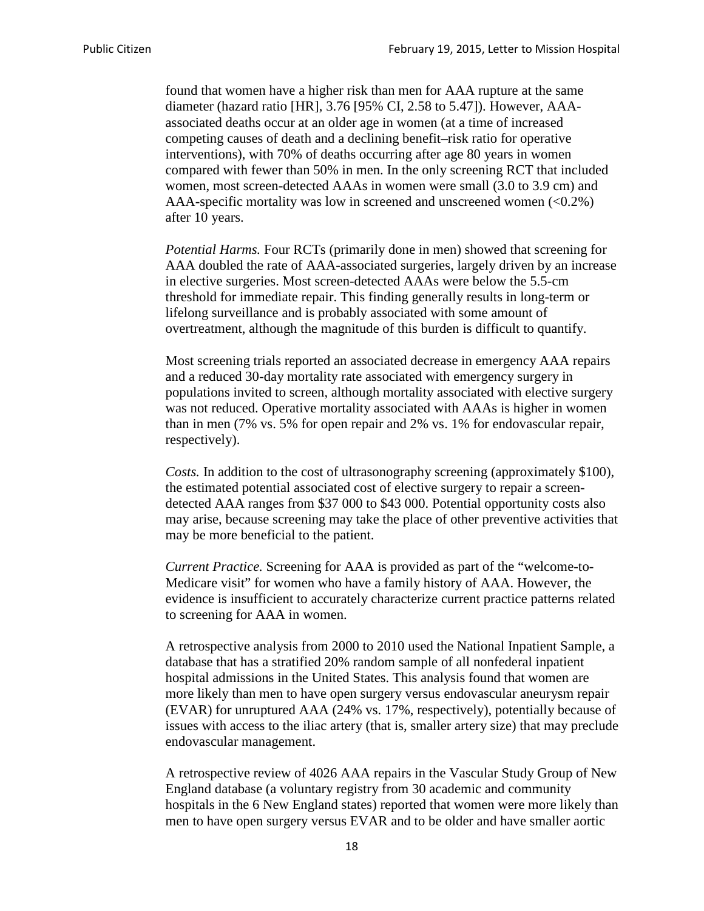found that women have a higher risk than men for AAA rupture at the same diameter (hazard ratio [HR], 3.76 [95% CI, 2.58 to 5.47]). However, AAA-associated deaths occur at an older age in women (at a time of increased competing causes of death and a declining benefit–risk ratio for operative interventions), with 70% of deaths occurring after age 80 years in women compared with fewer than 50% in men. In the only screening RCT that included women, most screen-detected AAAs in women were small (3.0 to 3.9 cm) and AAA-specific mortality was low in screened and unscreened women (<0.2%) after 10 years.

*Potential Harms.* Four RCTs (primarily done in men) showed that screening for AAA doubled the rate of AAA-associated surgeries, largely driven by an increase in elective surgeries. Most screen-detected AAAs were below the 5.5-cm threshold for immediate repair. This finding generally results in long-term or lifelong surveillance and is probably associated with some amount of overtreatment, although the magnitude of this burden is difficult to quantify.

Most screening trials reported an associated decrease in emergency AAA repairs and a reduced 30-day mortality rate associated with emergency surgery in populations invited to screen, although mortality associated with elective surgery was not reduced. Operative mortality associated with AAAs is higher in women than in men (7% vs. 5% for open repair and 2% vs. 1% for endovascular repair, respectively).

*Costs.* In addition to the cost of ultrasonography screening (approximately $100), the estimated potential associated cost of elective surgery to repair a screen-detected AAA ranges from $37 000 to $43 000. Potential opportunity costs also may arise, because screening may take the place of other preventive activities that may be more beneficial to the patient.

*Current Practice.* Screening for AAA is provided as part of the "welcome-to-Medicare visit" for women who have a family history of AAA. However, the evidence is insufficient to accurately characterize current practice patterns related to screening for AAA in women.

A retrospective analysis from 2000 to 2010 used the National Inpatient Sample, a database that has a stratified 20% random sample of all nonfederal inpatient hospital admissions in the United States. This analysis found that women are more likely than men to have open surgery versus endovascular aneurysm repair (EVAR) for unruptured AAA (24% vs. 17%, respectively), potentially because of issues with access to the iliac artery (that is, smaller artery size) that may preclude endovascular management.

A retrospective review of 4026 AAA repairs in the Vascular Study Group of New England database (a voluntary registry from 30 academic and community hospitals in the 6 New England states) reported that women were more likely than men to have open surgery versus EVAR and to be older and have smaller aortic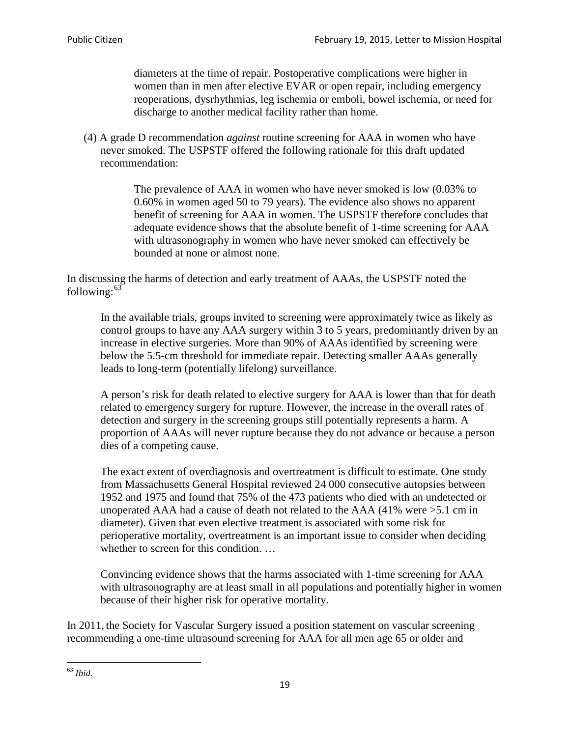> diameters at the time of repair. Postoperative complications were higher in women than in men after elective EVAR or open repair, including emergency reoperations, dysrhythmias, leg ischemia or emboli, bowel ischemia, or need for discharge to another medical facility rather than home.

(4) A grade D recommendation *against* routine screening for AAA in women who have never smoked. The USPSTF offered the following rationale for this draft updated recommendation:

> The prevalence of AAA in women who have never smoked is low (0.03% to 0.60% in women aged 50 to 79 years). The evidence also shows no apparent benefit of screening for AAA in women. The USPSTF therefore concludes that adequate evidence shows that the absolute benefit of 1-time screening for AAA with ultrasonography in women who have never smoked can effectively be bounded at none or almost none.

In discussing the harms of detection and early treatment of AAAs, the USPSTF noted the following:[63]

> In the available trials, groups invited to screening were approximately twice as likely as control groups to have any AAA surgery within 3 to 5 years, predominantly driven by an increase in elective surgeries. More than 90% of AAAs identified by screening were below the 5.5-cm threshold for immediate repair. Detecting smaller AAAs generally leads to long-term (potentially lifelong) surveillance.
>
> A person's risk for death related to elective surgery for AAA is lower than that for death related to emergency surgery for rupture. However, the increase in the overall rates of detection and surgery in the screening groups still potentially represents a harm. A proportion of AAAs will never rupture because they do not advance or because a person dies of a competing cause.
>
> The exact extent of overdiagnosis and overtreatment is difficult to estimate. One study from Massachusetts General Hospital reviewed 24 000 consecutive autopsies between 1952 and 1975 and found that 75% of the 473 patients who died with an undetected or unoperated AAA had a cause of death not related to the AAA (41% were >5.1 cm in diameter). Given that even elective treatment is associated with some risk for perioperative mortality, overtreatment is an important issue to consider when deciding whether to screen for this condition. …
>
> Convincing evidence shows that the harms associated with 1-time screening for AAA with ultrasonography are at least small in all populations and potentially higher in women because of their higher risk for operative mortality.

In 2011, the Society for Vascular Surgery issued a position statement on vascular screening recommending a one-time ultrasound screening for AAA for all men age 65 or older and

---

[63] *Ibid*.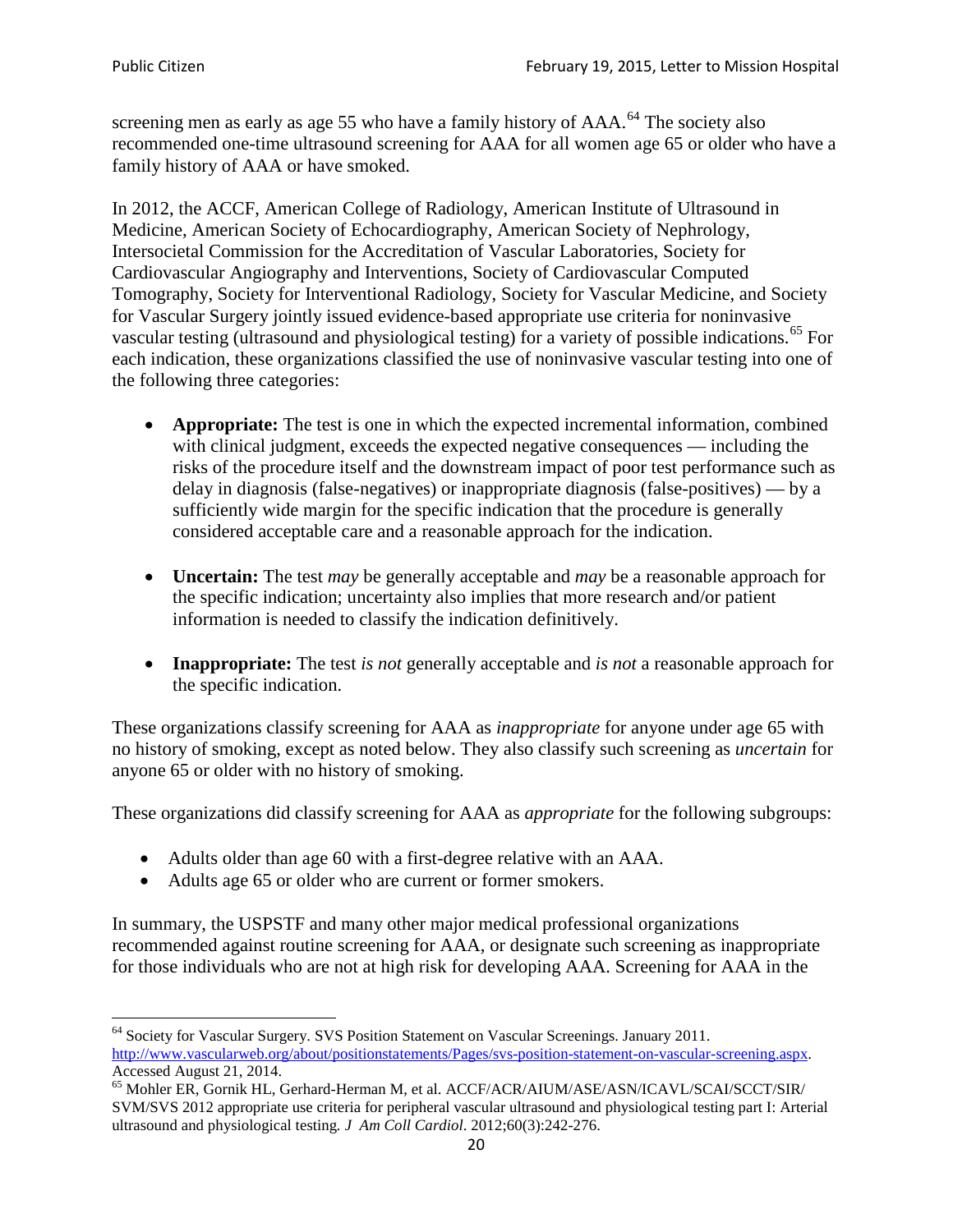screening men as early as age 55 who have a family history of AAA.[64] The society also recommended one-time ultrasound screening for AAA for all women age 65 or older who have a family history of AAA or have smoked.

In 2012, the ACCF, American College of Radiology, American Institute of Ultrasound in Medicine, American Society of Echocardiography, American Society of Nephrology, Intersocietal Commission for the Accreditation of Vascular Laboratories, Society for Cardiovascular Angiography and Interventions, Society of Cardiovascular Computed Tomography, Society for Interventional Radiology, Society for Vascular Medicine, and Society for Vascular Surgery jointly issued evidence-based appropriate use criteria for noninvasive vascular testing (ultrasound and physiological testing) for a variety of possible indications.[65] For each indication, these organizations classified the use of noninvasive vascular testing into one of the following three categories:

- **Appropriate:** The test is one in which the expected incremental information, combined with clinical judgment, exceeds the expected negative consequences — including the risks of the procedure itself and the downstream impact of poor test performance such as delay in diagnosis (false-negatives) or inappropriate diagnosis (false-positives) — by a sufficiently wide margin for the specific indication that the procedure is generally considered acceptable care and a reasonable approach for the indication.

- **Uncertain:** The test *may* be generally acceptable and *may* be a reasonable approach for the specific indication; uncertainty also implies that more research and/or patient information is needed to classify the indication definitively.

- **Inappropriate:** The test *is not* generally acceptable and *is not* a reasonable approach for the specific indication.

These organizations classify screening for AAA as *inappropriate* for anyone under age 65 with no history of smoking, except as noted below. They also classify such screening as *uncertain* for anyone 65 or older with no history of smoking.

These organizations did classify screening for AAA as *appropriate* for the following subgroups:

- Adults older than age 60 with a first-degree relative with an AAA.
- Adults age 65 or older who are current or former smokers.

In summary, the USPSTF and many other major medical professional organizations recommended against routine screening for AAA, or designate such screening as inappropriate for those individuals who are not at high risk for developing AAA. Screening for AAA in the

---

[64] Society for Vascular Surgery. SVS Position Statement on Vascular Screenings. January 2011. http://www.vascularweb.org/about/positionstatements/Pages/svs-position-statement-on-vascular-screening.aspx. Accessed August 21, 2014.

[65] Mohler ER, Gornik HL, Gerhard-Herman M, et al. ACCF/ACR/AIUM/ASE/ASN/ICAVL/SCAI/SCCT/SIR/SVM/SVS 2012 appropriate use criteria for peripheral vascular ultrasound and physiological testing part I: Arterial ultrasound and physiological testing. *J Am Coll Cardiol*. 2012;60(3):242-276.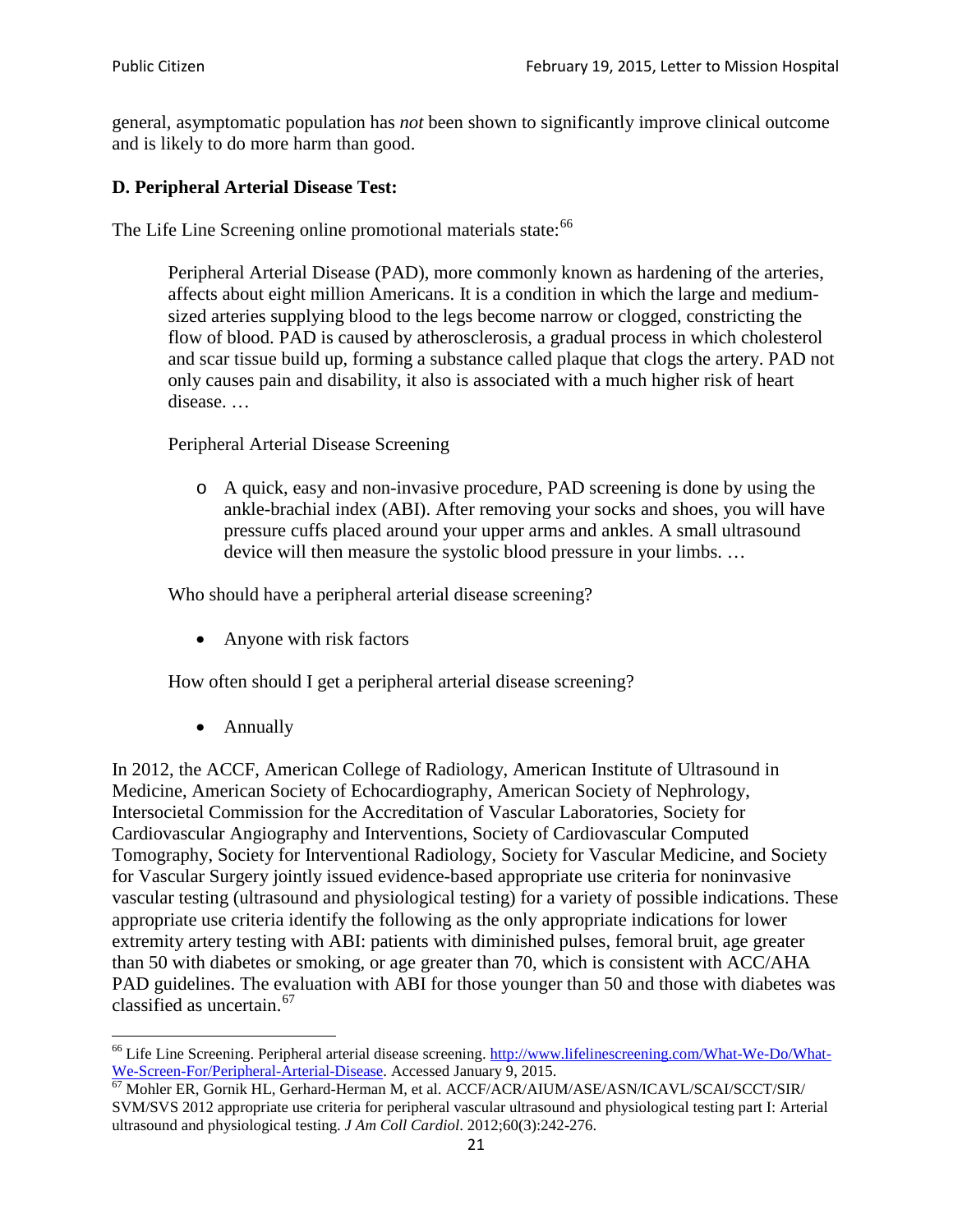general, asymptomatic population has *not* been shown to significantly improve clinical outcome and is likely to do more harm than good.

### D. Peripheral Arterial Disease Test:

The Life Line Screening online promotional materials state:[66]

> Peripheral Arterial Disease (PAD), more commonly known as hardening of the arteries, affects about eight million Americans. It is a condition in which the large and medium-sized arteries supplying blood to the legs become narrow or clogged, constricting the flow of blood. PAD is caused by atherosclerosis, a gradual process in which cholesterol and scar tissue build up, forming a substance called plaque that clogs the artery. PAD not only causes pain and disability, it also is associated with a much higher risk of heart disease. …
>
> Peripheral Arterial Disease Screening
>
> - A quick, easy and non-invasive procedure, PAD screening is done by using the ankle-brachial index (ABI). After removing your socks and shoes, you will have pressure cuffs placed around your upper arms and ankles. A small ultrasound device will then measure the systolic blood pressure in your limbs. …
>
> Who should have a peripheral arterial disease screening?
>
> - Anyone with risk factors
>
> How often should I get a peripheral arterial disease screening?
>
> - Annually

In 2012, the ACCF, American College of Radiology, American Institute of Ultrasound in Medicine, American Society of Echocardiography, American Society of Nephrology, Intersocietal Commission for the Accreditation of Vascular Laboratories, Society for Cardiovascular Angiography and Interventions, Society of Cardiovascular Computed Tomography, Society for Interventional Radiology, Society for Vascular Medicine, and Society for Vascular Surgery jointly issued evidence-based appropriate use criteria for noninvasive vascular testing (ultrasound and physiological testing) for a variety of possible indications. These appropriate use criteria identify the following as the only appropriate indications for lower extremity artery testing with ABI: patients with diminished pulses, femoral bruit, age greater than 50 with diabetes or smoking, or age greater than 70, which is consistent with ACC/AHA PAD guidelines. The evaluation with ABI for those younger than 50 and those with diabetes was classified as uncertain.[67]

---

[66] Life Line Screening. Peripheral arterial disease screening. http://www.lifelinescreening.com/What-We-Do/What-We-Screen-For/Peripheral-Arterial-Disease. Accessed January 9, 2015.

[67] Mohler ER, Gornik HL, Gerhard-Herman M, et al. ACCF/ACR/AIUM/ASE/ASN/ICAVL/SCAI/SCCT/SIR/SVM/SVS 2012 appropriate use criteria for peripheral vascular ultrasound and physiological testing part I: Arterial ultrasound and physiological testing. *J Am Coll Cardiol*. 2012;60(3):242-276.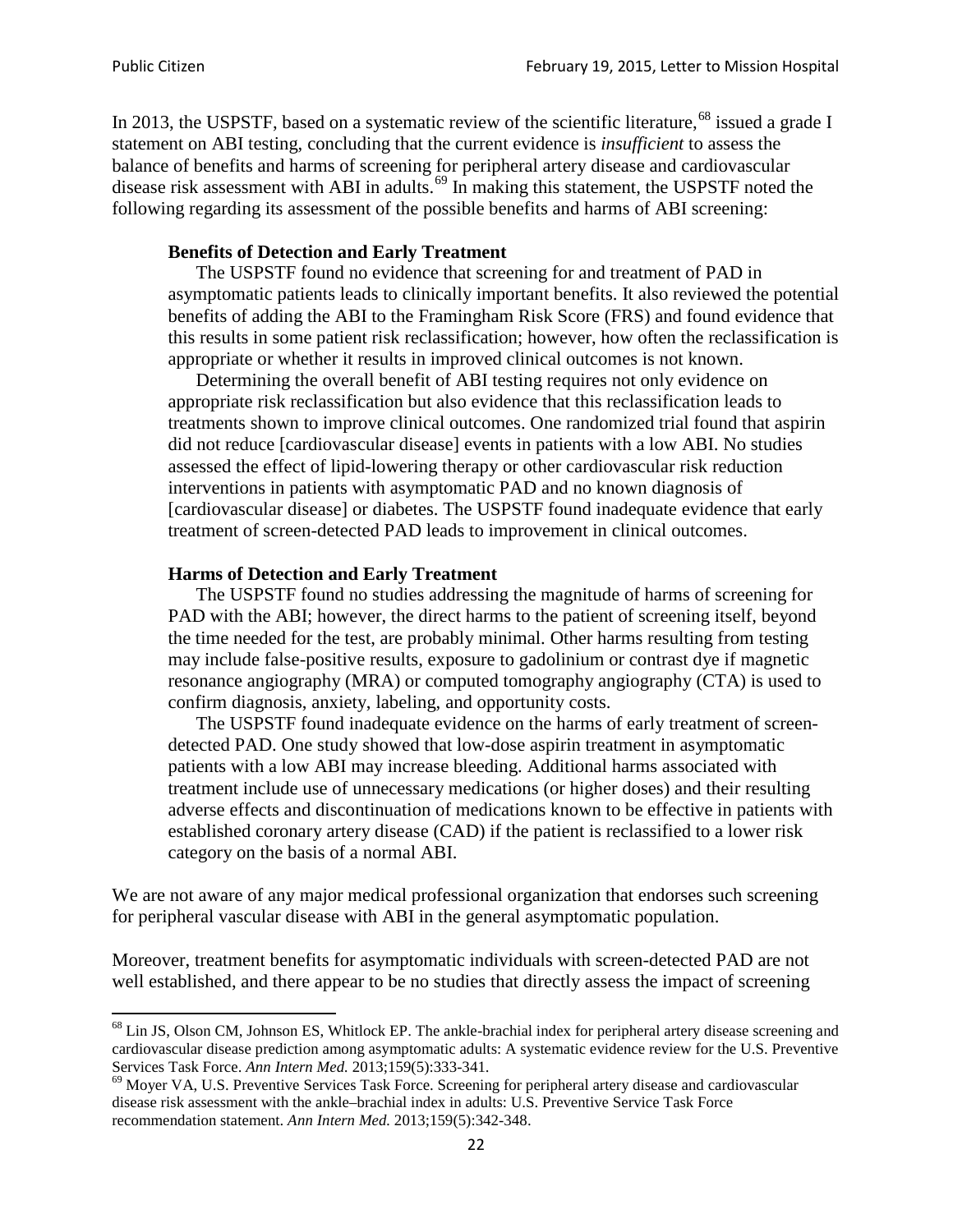In 2013, the USPSTF, based on a systematic review of the scientific literature,[68] issued a grade I statement on ABI testing, concluding that the current evidence is *insufficient* to assess the balance of benefits and harms of screening for peripheral artery disease and cardiovascular disease risk assessment with ABI in adults.[69] In making this statement, the USPSTF noted the following regarding its assessment of the possible benefits and harms of ABI screening:

> **Benefits of Detection and Early Treatment**
>
> The USPSTF found no evidence that screening for and treatment of PAD in asymptomatic patients leads to clinically important benefits. It also reviewed the potential benefits of adding the ABI to the Framingham Risk Score (FRS) and found evidence that this results in some patient risk reclassification; however, how often the reclassification is appropriate or whether it results in improved clinical outcomes is not known.
>
> Determining the overall benefit of ABI testing requires not only evidence on appropriate risk reclassification but also evidence that this reclassification leads to treatments shown to improve clinical outcomes. One randomized trial found that aspirin did not reduce [cardiovascular disease] events in patients with a low ABI. No studies assessed the effect of lipid-lowering therapy or other cardiovascular risk reduction interventions in patients with asymptomatic PAD and no known diagnosis of [cardiovascular disease] or diabetes. The USPSTF found inadequate evidence that early treatment of screen-detected PAD leads to improvement in clinical outcomes.
>
> **Harms of Detection and Early Treatment**
>
> The USPSTF found no studies addressing the magnitude of harms of screening for PAD with the ABI; however, the direct harms to the patient of screening itself, beyond the time needed for the test, are probably minimal. Other harms resulting from testing may include false-positive results, exposure to gadolinium or contrast dye if magnetic resonance angiography (MRA) or computed tomography angiography (CTA) is used to confirm diagnosis, anxiety, labeling, and opportunity costs.
>
> The USPSTF found inadequate evidence on the harms of early treatment of screen-detected PAD. One study showed that low-dose aspirin treatment in asymptomatic patients with a low ABI may increase bleeding. Additional harms associated with treatment include use of unnecessary medications (or higher doses) and their resulting adverse effects and discontinuation of medications known to be effective in patients with established coronary artery disease (CAD) if the patient is reclassified to a lower risk category on the basis of a normal ABI.

We are not aware of any major medical professional organization that endorses such screening for peripheral vascular disease with ABI in the general asymptomatic population.

Moreover, treatment benefits for asymptomatic individuals with screen-detected PAD are not well established, and there appear to be no studies that directly assess the impact of screening

---

[68] Lin JS, Olson CM, Johnson ES, Whitlock EP. The ankle-brachial index for peripheral artery disease screening and cardiovascular disease prediction among asymptomatic adults: A systematic evidence review for the U.S. Preventive Services Task Force. *Ann Intern Med.* 2013;159(5):333-341.

[69] Moyer VA, U.S. Preventive Services Task Force. Screening for peripheral artery disease and cardiovascular disease risk assessment with the ankle–brachial index in adults: U.S. Preventive Service Task Force recommendation statement. *Ann Intern Med.* 2013;159(5):342-348.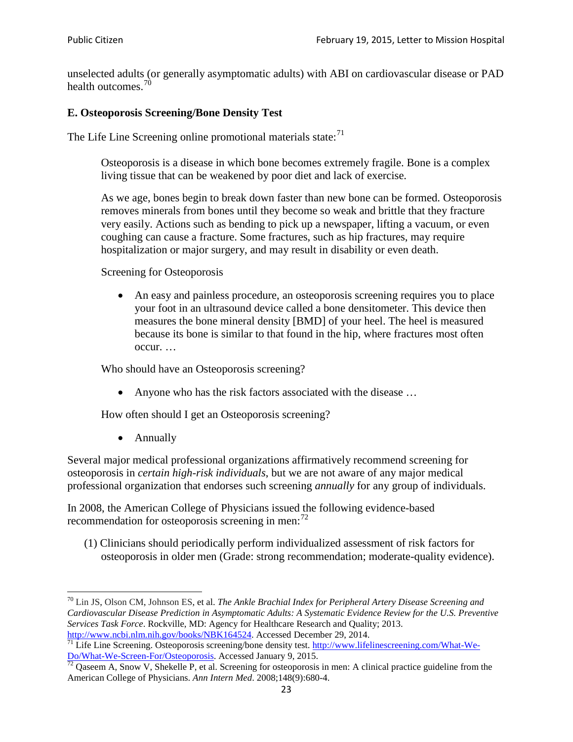unselected adults (or generally asymptomatic adults) with ABI on cardiovascular disease or PAD health outcomes.[70]

### E. Osteoporosis Screening/Bone Density Test

The Life Line Screening online promotional materials state:[71]

> Osteoporosis is a disease in which bone becomes extremely fragile. Bone is a complex living tissue that can be weakened by poor diet and lack of exercise.
>
> As we age, bones begin to break down faster than new bone can be formed. Osteoporosis removes minerals from bones until they become so weak and brittle that they fracture very easily. Actions such as bending to pick up a newspaper, lifting a vacuum, or even coughing can cause a fracture. Some fractures, such as hip fractures, may require hospitalization or major surgery, and may result in disability or even death.
>
> Screening for Osteoporosis
>
> - An easy and painless procedure, an osteoporosis screening requires you to place your foot in an ultrasound device called a bone densitometer. This device then measures the bone mineral density [BMD] of your heel. The heel is measured because its bone is similar to that found in the hip, where fractures most often occur. …
>
> Who should have an Osteoporosis screening?
>
> - Anyone who has the risk factors associated with the disease …
>
> How often should I get an Osteoporosis screening?
>
> - Annually

Several major medical professional organizations affirmatively recommend screening for osteoporosis in *certain high-risk individuals*, but we are not aware of any major medical professional organization that endorses such screening *annually* for any group of individuals.

In 2008, the American College of Physicians issued the following evidence-based recommendation for osteoporosis screening in men:[72]

> (1) Clinicians should periodically perform individualized assessment of risk factors for osteoporosis in older men (Grade: strong recommendation; moderate-quality evidence).

---

[70] Lin JS, Olson CM, Johnson ES, et al. *The Ankle Brachial Index for Peripheral Artery Disease Screening and Cardiovascular Disease Prediction in Asymptomatic Adults: A Systematic Evidence Review for the U.S. Preventive Services Task Force*. Rockville, MD: Agency for Healthcare Research and Quality; 2013. http://www.ncbi.nlm.nih.gov/books/NBK164524. Accessed December 29, 2014.

[71] Life Line Screening. Osteoporosis screening/bone density test. http://www.lifelinescreening.com/What-We-Do/What-We-Screen-For/Osteoporosis. Accessed January 9, 2015.

[72] Qaseem A, Snow V, Shekelle P, et al. Screening for osteoporosis in men: A clinical practice guideline from the American College of Physicians. *Ann Intern Med*. 2008;148(9):680-4.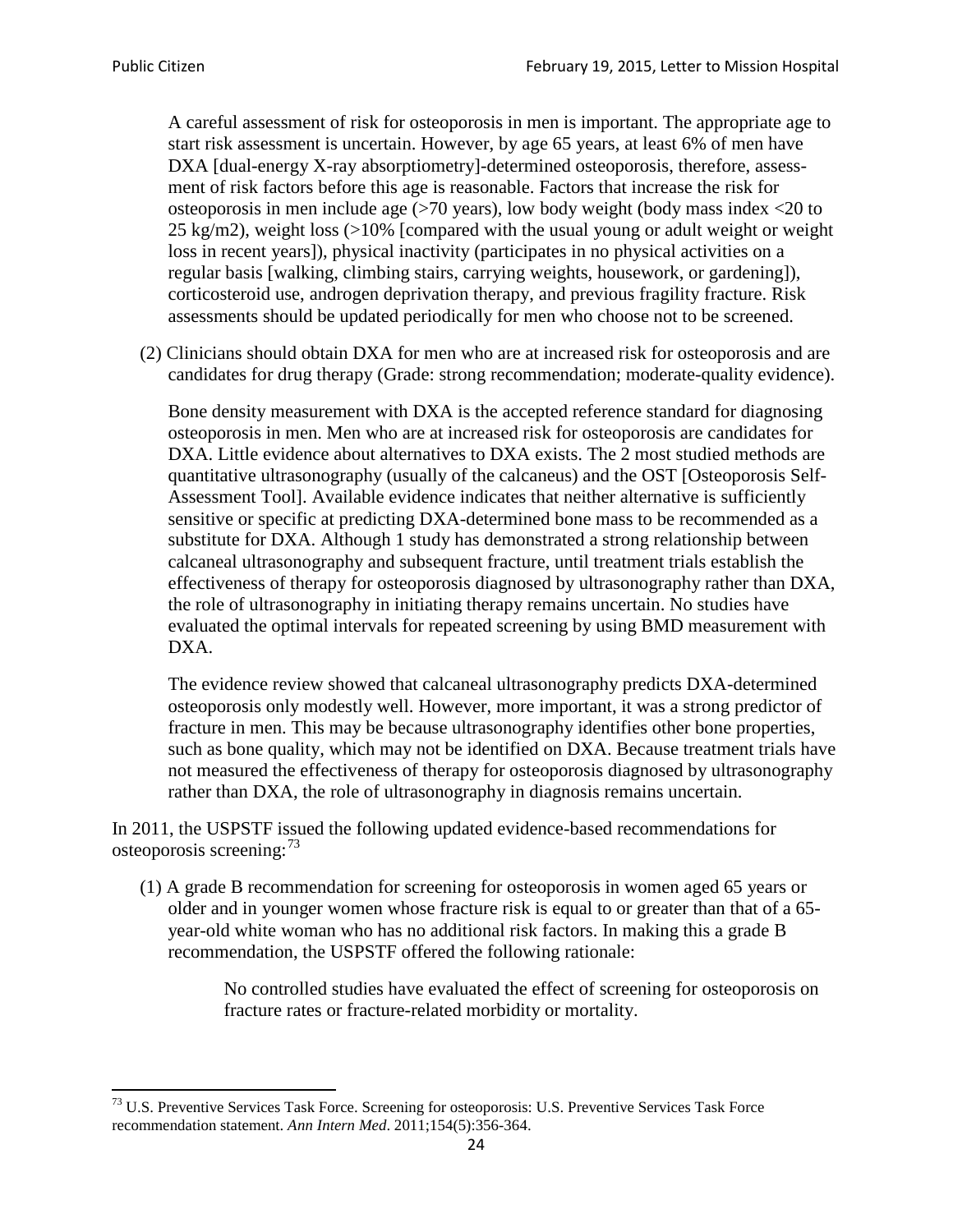A careful assessment of risk for osteoporosis in men is important. The appropriate age to start risk assessment is uncertain. However, by age 65 years, at least 6% of men have DXA [dual-energy X-ray absorptiometry]-determined osteoporosis, therefore, assessment of risk factors before this age is reasonable. Factors that increase the risk for osteoporosis in men include age (>70 years), low body weight (body mass index <20 to 25 kg/m2), weight loss (>10% [compared with the usual young or adult weight or weight loss in recent years]), physical inactivity (participates in no physical activities on a regular basis [walking, climbing stairs, carrying weights, housework, or gardening]), corticosteroid use, androgen deprivation therapy, and previous fragility fracture. Risk assessments should be updated periodically for men who choose not to be screened.

(2) Clinicians should obtain DXA for men who are at increased risk for osteoporosis and are candidates for drug therapy (Grade: strong recommendation; moderate-quality evidence).

Bone density measurement with DXA is the accepted reference standard for diagnosing osteoporosis in men. Men who are at increased risk for osteoporosis are candidates for DXA. Little evidence about alternatives to DXA exists. The 2 most studied methods are quantitative ultrasonography (usually of the calcaneus) and the OST [Osteoporosis Self-Assessment Tool]. Available evidence indicates that neither alternative is sufficiently sensitive or specific at predicting DXA-determined bone mass to be recommended as a substitute for DXA. Although 1 study has demonstrated a strong relationship between calcaneal ultrasonography and subsequent fracture, until treatment trials establish the effectiveness of therapy for osteoporosis diagnosed by ultrasonography rather than DXA, the role of ultrasonography in initiating therapy remains uncertain. No studies have evaluated the optimal intervals for repeated screening by using BMD measurement with DXA.

The evidence review showed that calcaneal ultrasonography predicts DXA-determined osteoporosis only modestly well. However, more important, it was a strong predictor of fracture in men. This may be because ultrasonography identifies other bone properties, such as bone quality, which may not be identified on DXA. Because treatment trials have not measured the effectiveness of therapy for osteoporosis diagnosed by ultrasonography rather than DXA, the role of ultrasonography in diagnosis remains uncertain.

In 2011, the USPSTF issued the following updated evidence-based recommendations for osteoporosis screening:[73]

(1) A grade B recommendation for screening for osteoporosis in women aged 65 years or older and in younger women whose fracture risk is equal to or greater than that of a 65-year-old white woman who has no additional risk factors. In making this a grade B recommendation, the USPSTF offered the following rationale:

> No controlled studies have evaluated the effect of screening for osteoporosis on fracture rates or fracture-related morbidity or mortality.

[73] U.S. Preventive Services Task Force. Screening for osteoporosis: U.S. Preventive Services Task Force recommendation statement. *Ann Intern Med*. 2011;154(5):356-364.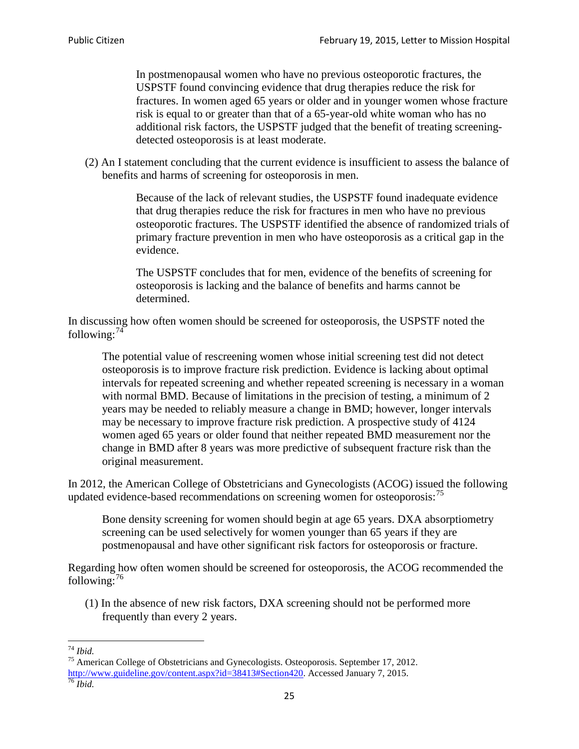> In postmenopausal women who have no previous osteoporotic fractures, the USPSTF found convincing evidence that drug therapies reduce the risk for fractures. In women aged 65 years or older and in younger women whose fracture risk is equal to or greater than that of a 65-year-old white woman who has no additional risk factors, the USPSTF judged that the benefit of treating screening-detected osteoporosis is at least moderate.

(2) An I statement concluding that the current evidence is insufficient to assess the balance of benefits and harms of screening for osteoporosis in men.

> Because of the lack of relevant studies, the USPSTF found inadequate evidence that drug therapies reduce the risk for fractures in men who have no previous osteoporotic fractures. The USPSTF identified the absence of randomized trials of primary fracture prevention in men who have osteoporosis as a critical gap in the evidence.
>
> The USPSTF concludes that for men, evidence of the benefits of screening for osteoporosis is lacking and the balance of benefits and harms cannot be determined.

In discussing how often women should be screened for osteoporosis, the USPSTF noted the following:[74]

> The potential value of rescreening women whose initial screening test did not detect osteoporosis is to improve fracture risk prediction. Evidence is lacking about optimal intervals for repeated screening and whether repeated screening is necessary in a woman with normal BMD. Because of limitations in the precision of testing, a minimum of 2 years may be needed to reliably measure a change in BMD; however, longer intervals may be necessary to improve fracture risk prediction. A prospective study of 4124 women aged 65 years or older found that neither repeated BMD measurement nor the change in BMD after 8 years was more predictive of subsequent fracture risk than the original measurement.

In 2012, the American College of Obstetricians and Gynecologists (ACOG) issued the following updated evidence-based recommendations on screening women for osteoporosis:[75]

> Bone density screening for women should begin at age 65 years. DXA absorptiometry screening can be used selectively for women younger than 65 years if they are postmenopausal and have other significant risk factors for osteoporosis or fracture.

Regarding how often women should be screened for osteoporosis, the ACOG recommended the following:[76]

(1) In the absence of new risk factors, DXA screening should not be performed more frequently than every 2 years.

---

[74] *Ibid.*

[75] American College of Obstetricians and Gynecologists. Osteoporosis. September 17, 2012. http://www.guideline.gov/content.aspx?id=38413#Section420. Accessed January 7, 2015.

[76] *Ibid.*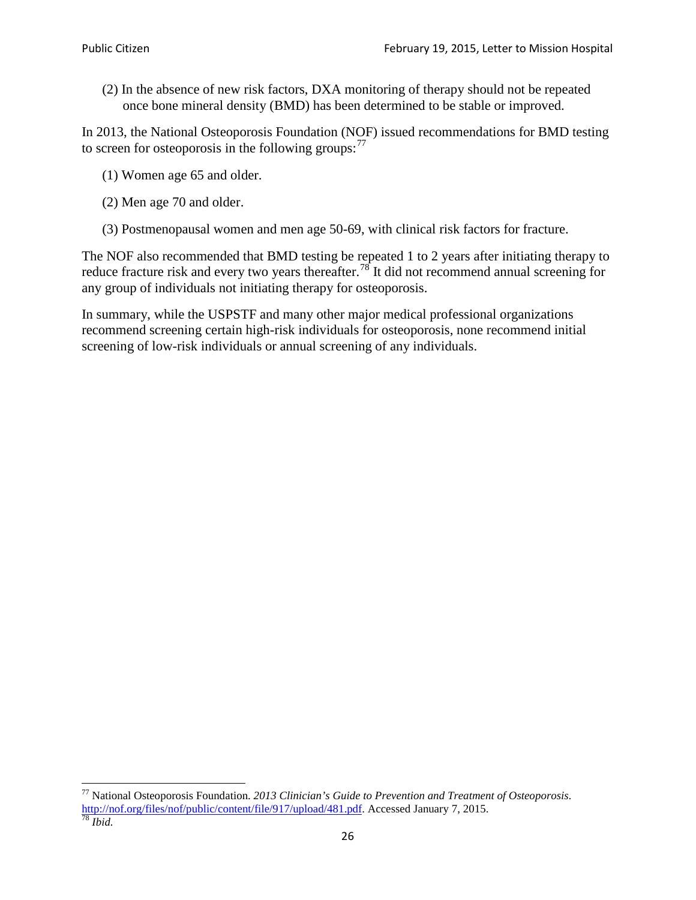(2) In the absence of new risk factors, DXA monitoring of therapy should not be repeated once bone mineral density (BMD) has been determined to be stable or improved.

In 2013, the National Osteoporosis Foundation (NOF) issued recommendations for BMD testing to screen for osteoporosis in the following groups:[77]

(1) Women age 65 and older.

(2) Men age 70 and older.

(3) Postmenopausal women and men age 50-69, with clinical risk factors for fracture.

The NOF also recommended that BMD testing be repeated 1 to 2 years after initiating therapy to reduce fracture risk and every two years thereafter.[78] It did not recommend annual screening for any group of individuals not initiating therapy for osteoporosis.

In summary, while the USPSTF and many other major medical professional organizations recommend screening certain high-risk individuals for osteoporosis, none recommend initial screening of low-risk individuals or annual screening of any individuals.

---

[77] National Osteoporosis Foundation. *2013 Clinician's Guide to Prevention and Treatment of Osteoporosis*. http://nof.org/files/nof/public/content/file/917/upload/481.pdf. Accessed January 7, 2015.

[78] *Ibid.*